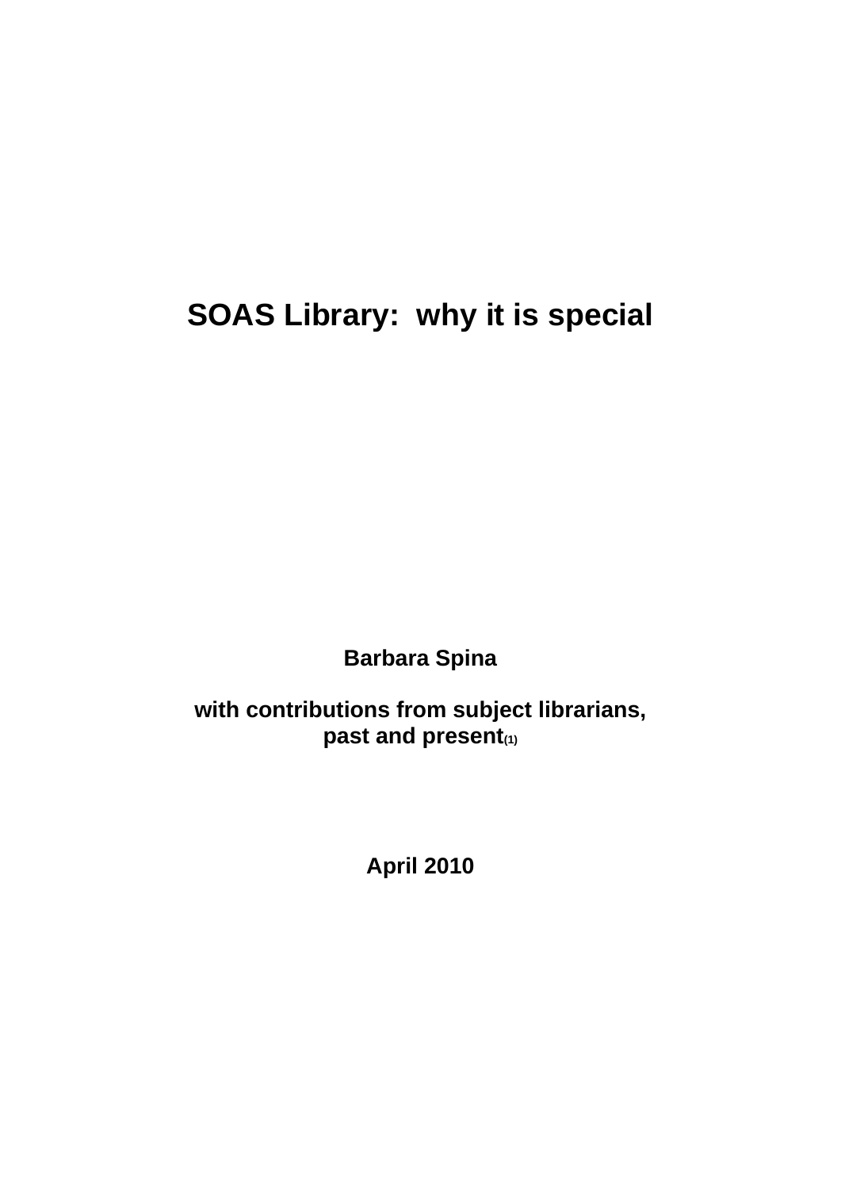# SOAS Library: why it is special

**Barbara Spina**

**with contributions from subject librarians, past and present[1]**

**April 2010**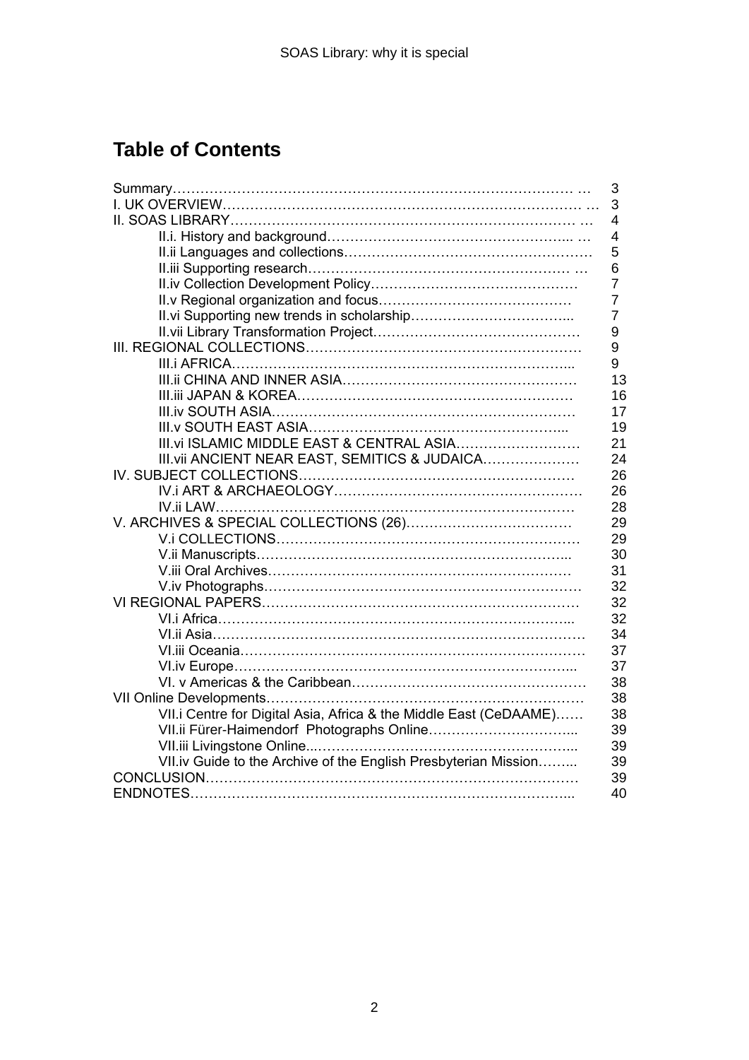## Table of Contents

| | |
|---|---|
| Summary | 3 |
| I. UK OVERVIEW | 3 |
| II. SOAS LIBRARY | 4 |
| II.i. History and background | 4 |
| II.ii Languages and collections | 5 |
| II.iii Supporting research | 6 |
| II.iv Collection Development Policy | 7 |
| II.v Regional organization and focus | 7 |
| II.vi Supporting new trends in scholarship | 7 |
| II.vii Library Transformation Project | 9 |
| III. REGIONAL COLLECTIONS | 9 |
| III.i AFRICA | 9 |
| III.ii CHINA AND INNER ASIA | 13 |
| III.iii JAPAN & KOREA | 16 |
| III.iv SOUTH ASIA | 17 |
| III.v SOUTH EAST ASIA | 19 |
| III.vi ISLAMIC MIDDLE EAST & CENTRAL ASIA | 21 |
| III.vii ANCIENT NEAR EAST, SEMITICS & JUDAICA | 24 |
| IV. SUBJECT COLLECTIONS | 26 |
| IV.i ART & ARCHAEOLOGY | 26 |
| IV.ii LAW | 28 |
| V. ARCHIVES & SPECIAL COLLECTIONS (26) | 29 |
| V.i COLLECTIONS | 29 |
| V.ii Manuscripts | 30 |
| V.iii Oral Archives | 31 |
| V.iv Photographs | 32 |
| VI REGIONAL PAPERS | 32 |
| VI.i Africa | 32 |
| VI.ii Asia | 34 |
| VI.iii Oceania | 37 |
| VI.iv Europe | 37 |
| VI. v Americas & the Caribbean | 38 |
| VII Online Developments | 38 |
| VII.i Centre for Digital Asia, Africa & the Middle East (CeDAAME) | 38 |
| VII.ii Fürer-Haimendorf Photographs Online | 39 |
| VII.iii Livingstone Online | 39 |
| VII.iv Guide to the Archive of the English Presbyterian Mission | 39 |
| CONCLUSION | 39 |
| ENDNOTES | 40 |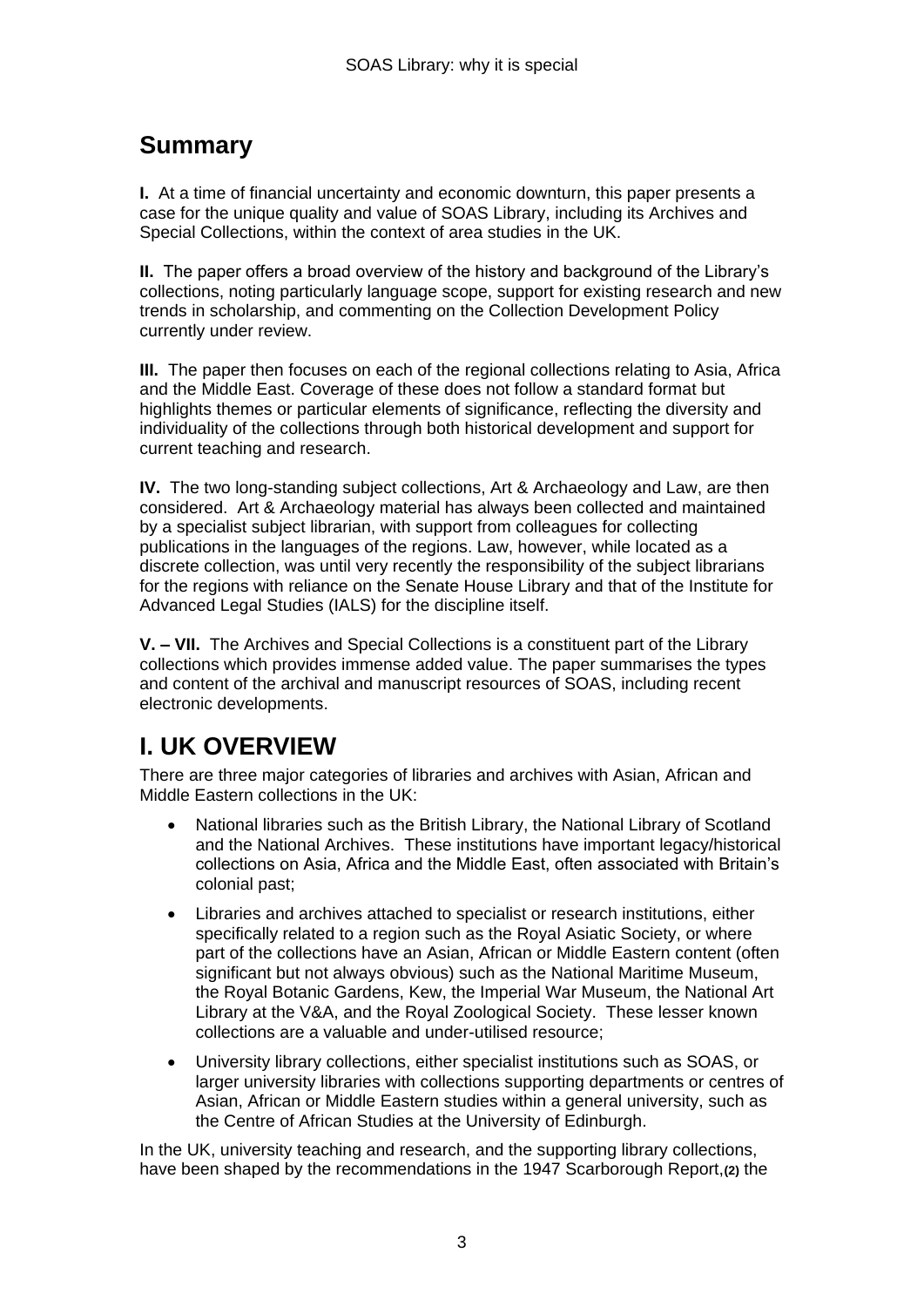## Summary

**I.** At a time of financial uncertainty and economic downturn, this paper presents a case for the unique quality and value of SOAS Library, including its Archives and Special Collections, within the context of area studies in the UK.

**II.** The paper offers a broad overview of the history and background of the Library's collections, noting particularly language scope, support for existing research and new trends in scholarship, and commenting on the Collection Development Policy currently under review.

**III.** The paper then focuses on each of the regional collections relating to Asia, Africa and the Middle East. Coverage of these does not follow a standard format but highlights themes or particular elements of significance, reflecting the diversity and individuality of the collections through both historical development and support for current teaching and research.

**IV.** The two long-standing subject collections, Art & Archaeology and Law, are then considered. Art & Archaeology material has always been collected and maintained by a specialist subject librarian, with support from colleagues for collecting publications in the languages of the regions. Law, however, while located as a discrete collection, was until very recently the responsibility of the subject librarians for the regions with reliance on the Senate House Library and that of the Institute for Advanced Legal Studies (IALS) for the discipline itself.

**V. – VII.** The Archives and Special Collections is a constituent part of the Library collections which provides immense added value. The paper summarises the types and content of the archival and manuscript resources of SOAS, including recent electronic developments.

## I. UK OVERVIEW

There are three major categories of libraries and archives with Asian, African and Middle Eastern collections in the UK:

- National libraries such as the British Library, the National Library of Scotland and the National Archives. These institutions have important legacy/historical collections on Asia, Africa and the Middle East, often associated with Britain's colonial past;
- Libraries and archives attached to specialist or research institutions, either specifically related to a region such as the Royal Asiatic Society, or where part of the collections have an Asian, African or Middle Eastern content (often significant but not always obvious) such as the National Maritime Museum, the Royal Botanic Gardens, Kew, the Imperial War Museum, the National Art Library at the V&A, and the Royal Zoological Society. These lesser known collections are a valuable and under-utilised resource;
- University library collections, either specialist institutions such as SOAS, or larger university libraries with collections supporting departments or centres of Asian, African or Middle Eastern studies within a general university, such as the Centre of African Studies at the University of Edinburgh.

In the UK, university teaching and research, and the supporting library collections, have been shaped by the recommendations in the 1947 Scarborough Report,**(2)** the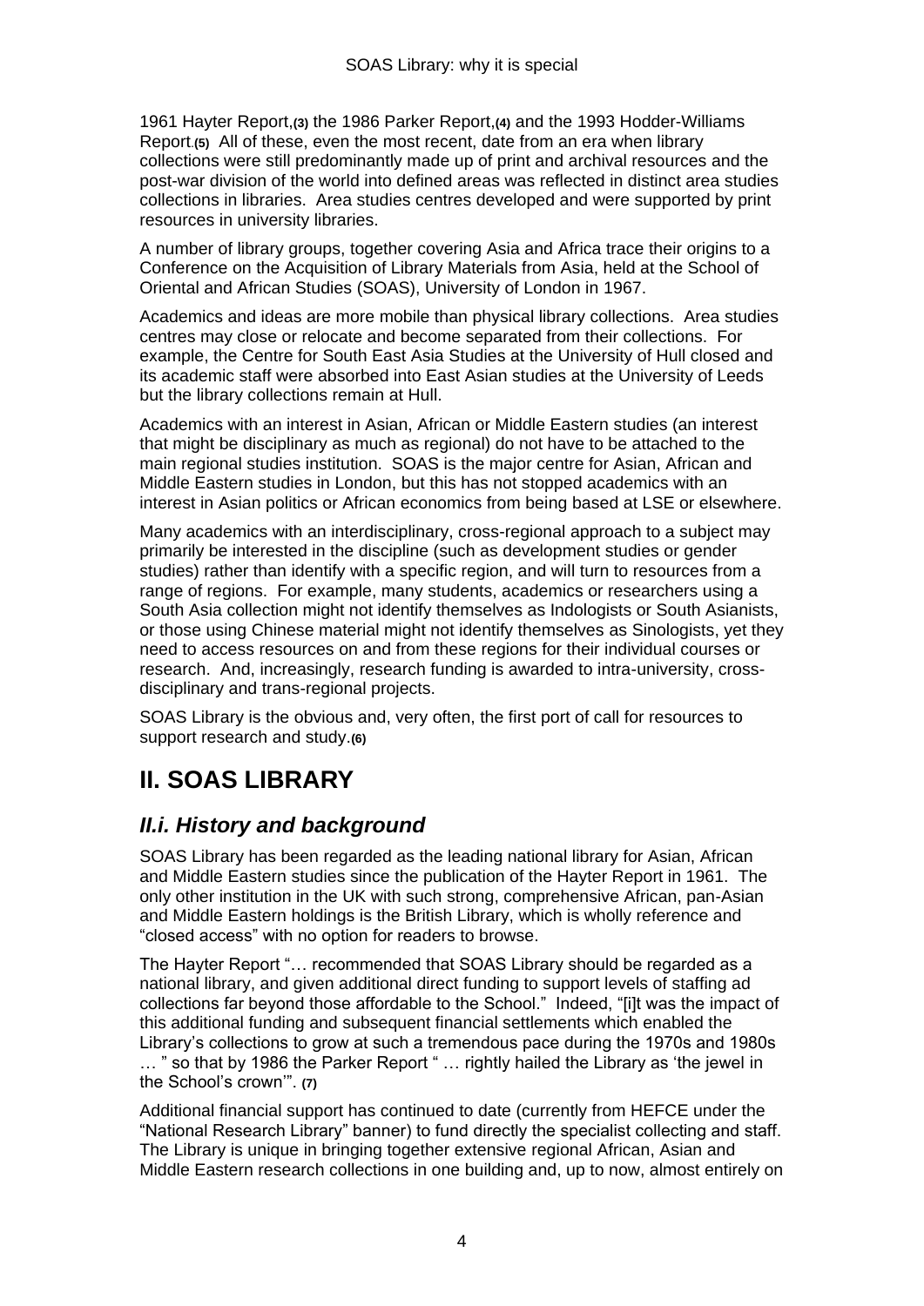1961 Hayter Report,[(3)] the 1986 Parker Report,[(4)] and the 1993 Hodder-Williams Report.[(5)] All of these, even the most recent, date from an era when library collections were still predominantly made up of print and archival resources and the post-war division of the world into defined areas was reflected in distinct area studies collections in libraries. Area studies centres developed and were supported by print resources in university libraries.

A number of library groups, together covering Asia and Africa trace their origins to a Conference on the Acquisition of Library Materials from Asia, held at the School of Oriental and African Studies (SOAS), University of London in 1967.

Academics and ideas are more mobile than physical library collections. Area studies centres may close or relocate and become separated from their collections. For example, the Centre for South East Asia Studies at the University of Hull closed and its academic staff were absorbed into East Asian studies at the University of Leeds but the library collections remain at Hull.

Academics with an interest in Asian, African or Middle Eastern studies (an interest that might be disciplinary as much as regional) do not have to be attached to the main regional studies institution. SOAS is the major centre for Asian, African and Middle Eastern studies in London, but this has not stopped academics with an interest in Asian politics or African economics from being based at LSE or elsewhere.

Many academics with an interdisciplinary, cross-regional approach to a subject may primarily be interested in the discipline (such as development studies or gender studies) rather than identify with a specific region, and will turn to resources from a range of regions. For example, many students, academics or researchers using a South Asia collection might not identify themselves as Indologists or South Asianists, or those using Chinese material might not identify themselves as Sinologists, yet they need to access resources on and from these regions for their individual courses or research. And, increasingly, research funding is awarded to intra-university, cross-disciplinary and trans-regional projects.

SOAS Library is the obvious and, very often, the first port of call for resources to support research and study.[(6)]

# II. SOAS LIBRARY

## *II.i. History and background*

SOAS Library has been regarded as the leading national library for Asian, African and Middle Eastern studies since the publication of the Hayter Report in 1961. The only other institution in the UK with such strong, comprehensive African, pan-Asian and Middle Eastern holdings is the British Library, which is wholly reference and "closed access" with no option for readers to browse.

The Hayter Report "… recommended that SOAS Library should be regarded as a national library, and given additional direct funding to support levels of staffing ad collections far beyond those affordable to the School." Indeed, "[i]t was the impact of this additional funding and subsequent financial settlements which enabled the Library's collections to grow at such a tremendous pace during the 1970s and 1980s … " so that by 1986 the Parker Report " … rightly hailed the Library as 'the jewel in the School's crown'". [(7)]

Additional financial support has continued to date (currently from HEFCE under the "National Research Library" banner) to fund directly the specialist collecting and staff. The Library is unique in bringing together extensive regional African, Asian and Middle Eastern research collections in one building and, up to now, almost entirely on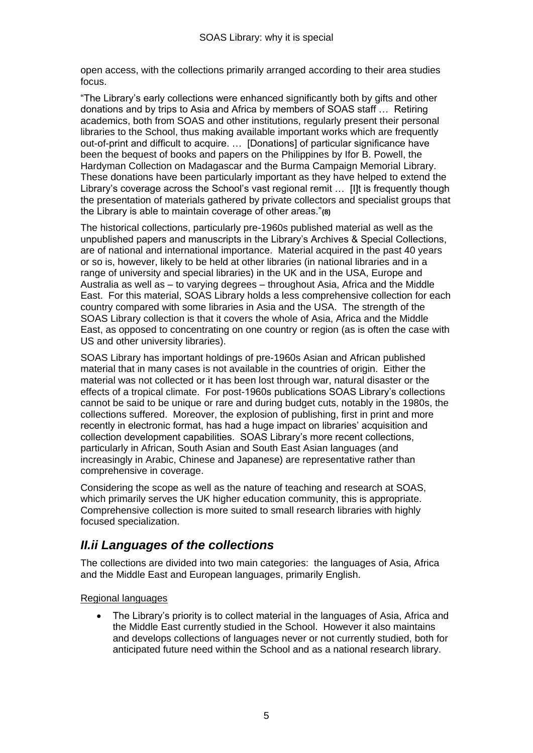open access, with the collections primarily arranged according to their area studies focus.

"The Library's early collections were enhanced significantly both by gifts and other donations and by trips to Asia and Africa by members of SOAS staff … Retiring academics, both from SOAS and other institutions, regularly present their personal libraries to the School, thus making available important works which are frequently out-of-print and difficult to acquire. … [Donations] of particular significance have been the bequest of books and papers on the Philippines by Ifor B. Powell, the Hardyman Collection on Madagascar and the Burma Campaign Memorial Library. These donations have been particularly important as they have helped to extend the Library's coverage across the School's vast regional remit … [I]t is frequently though the presentation of materials gathered by private collectors and specialist groups that the Library is able to maintain coverage of other areas."**(8)**

The historical collections, particularly pre-1960s published material as well as the unpublished papers and manuscripts in the Library's Archives & Special Collections, are of national and international importance. Material acquired in the past 40 years or so is, however, likely to be held at other libraries (in national libraries and in a range of university and special libraries) in the UK and in the USA, Europe and Australia as well as – to varying degrees – throughout Asia, Africa and the Middle East. For this material, SOAS Library holds a less comprehensive collection for each country compared with some libraries in Asia and the USA. The strength of the SOAS Library collection is that it covers the whole of Asia, Africa and the Middle East, as opposed to concentrating on one country or region (as is often the case with US and other university libraries).

SOAS Library has important holdings of pre-1960s Asian and African published material that in many cases is not available in the countries of origin. Either the material was not collected or it has been lost through war, natural disaster or the effects of a tropical climate. For post-1960s publications SOAS Library's collections cannot be said to be unique or rare and during budget cuts, notably in the 1980s, the collections suffered. Moreover, the explosion of publishing, first in print and more recently in electronic format, has had a huge impact on libraries' acquisition and collection development capabilities. SOAS Library's more recent collections, particularly in African, South Asian and South East Asian languages (and increasingly in Arabic, Chinese and Japanese) are representative rather than comprehensive in coverage.

Considering the scope as well as the nature of teaching and research at SOAS, which primarily serves the UK higher education community, this is appropriate. Comprehensive collection is more suited to small research libraries with highly focused specialization.

## *II.ii Languages of the collections*

The collections are divided into two main categories: the languages of Asia, Africa and the Middle East and European languages, primarily English.

Regional languages

- The Library's priority is to collect material in the languages of Asia, Africa and the Middle East currently studied in the School. However it also maintains and develops collections of languages never or not currently studied, both for anticipated future need within the School and as a national research library.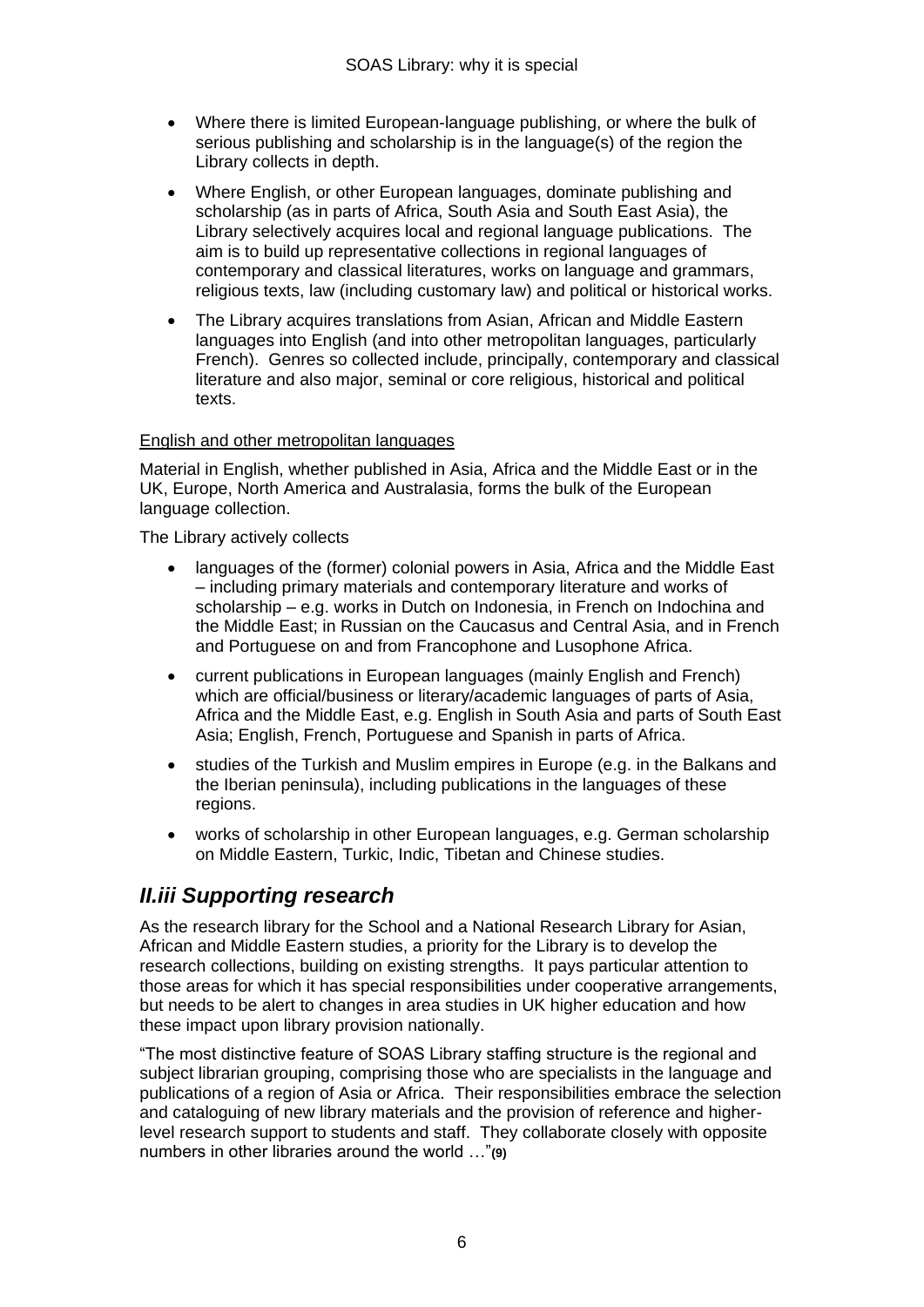- Where there is limited European-language publishing, or where the bulk of serious publishing and scholarship is in the language(s) of the region the Library collects in depth.
- Where English, or other European languages, dominate publishing and scholarship (as in parts of Africa, South Asia and South East Asia), the Library selectively acquires local and regional language publications. The aim is to build up representative collections in regional languages of contemporary and classical literatures, works on language and grammars, religious texts, law (including customary law) and political or historical works.
- The Library acquires translations from Asian, African and Middle Eastern languages into English (and into other metropolitan languages, particularly French). Genres so collected include, principally, contemporary and classical literature and also major, seminal or core religious, historical and political texts.

<u>English and other metropolitan languages</u>

Material in English, whether published in Asia, Africa and the Middle East or in the UK, Europe, North America and Australasia, forms the bulk of the European language collection.

The Library actively collects

- languages of the (former) colonial powers in Asia, Africa and the Middle East – including primary materials and contemporary literature and works of scholarship – e.g. works in Dutch on Indonesia, in French on Indochina and the Middle East; in Russian on the Caucasus and Central Asia, and in French and Portuguese on and from Francophone and Lusophone Africa.
- current publications in European languages (mainly English and French) which are official/business or literary/academic languages of parts of Asia, Africa and the Middle East, e.g. English in South Asia and parts of South East Asia; English, French, Portuguese and Spanish in parts of Africa.
- studies of the Turkish and Muslim empires in Europe (e.g. in the Balkans and the Iberian peninsula), including publications in the languages of these regions.
- works of scholarship in other European languages, e.g. German scholarship on Middle Eastern, Turkic, Indic, Tibetan and Chinese studies.

## *II.iii Supporting research*

As the research library for the School and a National Research Library for Asian, African and Middle Eastern studies, a priority for the Library is to develop the research collections, building on existing strengths. It pays particular attention to those areas for which it has special responsibilities under cooperative arrangements, but needs to be alert to changes in area studies in UK higher education and how these impact upon library provision nationally.

"The most distinctive feature of SOAS Library staffing structure is the regional and subject librarian grouping, comprising those who are specialists in the language and publications of a region of Asia or Africa. Their responsibilities embrace the selection and cataloguing of new library materials and the provision of reference and higher-level research support to students and staff. They collaborate closely with opposite numbers in other libraries around the world …"**(9)**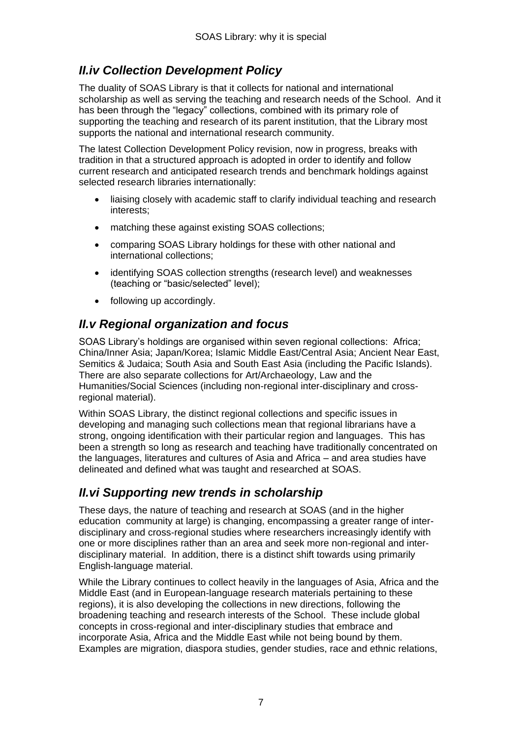## *II.iv Collection Development Policy*

The duality of SOAS Library is that it collects for national and international scholarship as well as serving the teaching and research needs of the School. And it has been through the "legacy" collections, combined with its primary role of supporting the teaching and research of its parent institution, that the Library most supports the national and international research community.

The latest Collection Development Policy revision, now in progress, breaks with tradition in that a structured approach is adopted in order to identify and follow current research and anticipated research trends and benchmark holdings against selected research libraries internationally:

- liaising closely with academic staff to clarify individual teaching and research interests;
- matching these against existing SOAS collections;
- comparing SOAS Library holdings for these with other national and international collections;
- identifying SOAS collection strengths (research level) and weaknesses (teaching or "basic/selected" level);
- following up accordingly.

## *II.v Regional organization and focus*

SOAS Library's holdings are organised within seven regional collections: Africa; China/Inner Asia; Japan/Korea; Islamic Middle East/Central Asia; Ancient Near East, Semitics & Judaica; South Asia and South East Asia (including the Pacific Islands). There are also separate collections for Art/Archaeology, Law and the Humanities/Social Sciences (including non-regional inter-disciplinary and cross-regional material).

Within SOAS Library, the distinct regional collections and specific issues in developing and managing such collections mean that regional librarians have a strong, ongoing identification with their particular region and languages. This has been a strength so long as research and teaching have traditionally concentrated on the languages, literatures and cultures of Asia and Africa – and area studies have delineated and defined what was taught and researched at SOAS.

## *II.vi Supporting new trends in scholarship*

These days, the nature of teaching and research at SOAS (and in the higher education community at large) is changing, encompassing a greater range of inter-disciplinary and cross-regional studies where researchers increasingly identify with one or more disciplines rather than an area and seek more non-regional and inter-disciplinary material. In addition, there is a distinct shift towards using primarily English-language material.

While the Library continues to collect heavily in the languages of Asia, Africa and the Middle East (and in European-language research materials pertaining to these regions), it is also developing the collections in new directions, following the broadening teaching and research interests of the School. These include global concepts in cross-regional and inter-disciplinary studies that embrace and incorporate Asia, Africa and the Middle East while not being bound by them. Examples are migration, diaspora studies, gender studies, race and ethnic relations,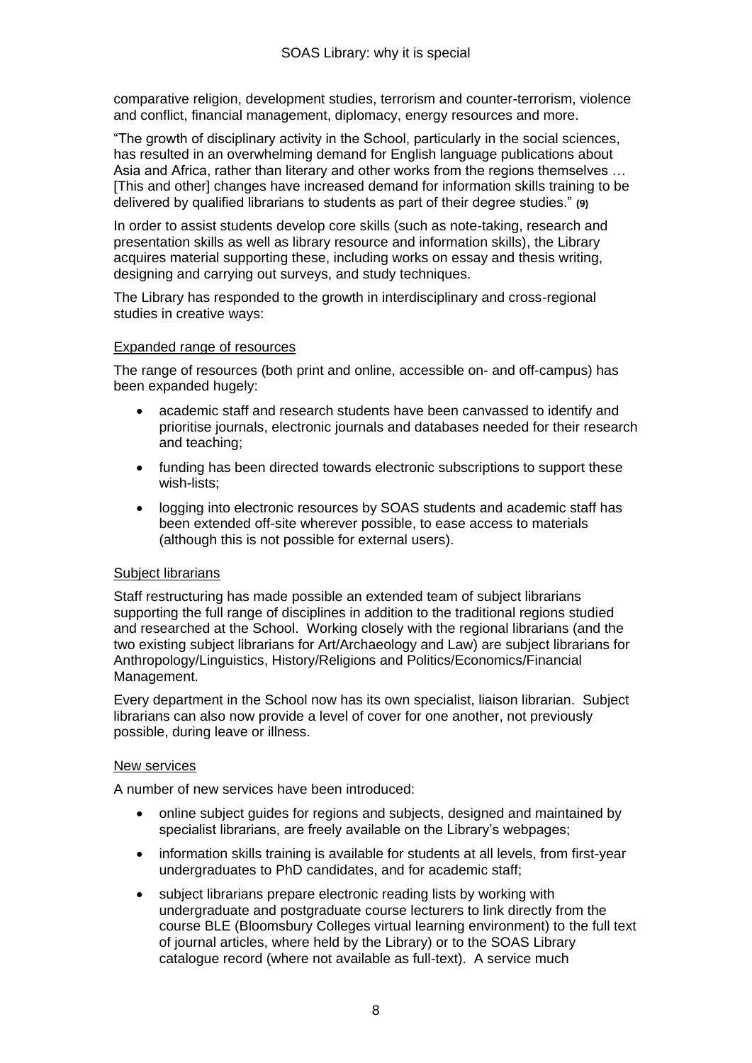comparative religion, development studies, terrorism and counter-terrorism, violence and conflict, financial management, diplomacy, energy resources and more.

"The growth of disciplinary activity in the School, particularly in the social sciences, has resulted in an overwhelming demand for English language publications about Asia and Africa, rather than literary and other works from the regions themselves … [This and other] changes have increased demand for information skills training to be delivered by qualified librarians to students as part of their degree studies." **(9)**

In order to assist students develop core skills (such as note-taking, research and presentation skills as well as library resource and information skills), the Library acquires material supporting these, including works on essay and thesis writing, designing and carrying out surveys, and study techniques.

The Library has responded to the growth in interdisciplinary and cross-regional studies in creative ways:

Expanded range of resources

The range of resources (both print and online, accessible on- and off-campus) has been expanded hugely:

- academic staff and research students have been canvassed to identify and prioritise journals, electronic journals and databases needed for their research and teaching;
- funding has been directed towards electronic subscriptions to support these wish-lists;
- logging into electronic resources by SOAS students and academic staff has been extended off-site wherever possible, to ease access to materials (although this is not possible for external users).

Subject librarians

Staff restructuring has made possible an extended team of subject librarians supporting the full range of disciplines in addition to the traditional regions studied and researched at the School. Working closely with the regional librarians (and the two existing subject librarians for Art/Archaeology and Law) are subject librarians for Anthropology/Linguistics, History/Religions and Politics/Economics/Financial Management.

Every department in the School now has its own specialist, liaison librarian. Subject librarians can also now provide a level of cover for one another, not previously possible, during leave or illness.

New services

A number of new services have been introduced:

- online subject guides for regions and subjects, designed and maintained by specialist librarians, are freely available on the Library's webpages;
- information skills training is available for students at all levels, from first-year undergraduates to PhD candidates, and for academic staff;
- subject librarians prepare electronic reading lists by working with undergraduate and postgraduate course lecturers to link directly from the course BLE (Bloomsbury Colleges virtual learning environment) to the full text of journal articles, where held by the Library) or to the SOAS Library catalogue record (where not available as full-text). A service much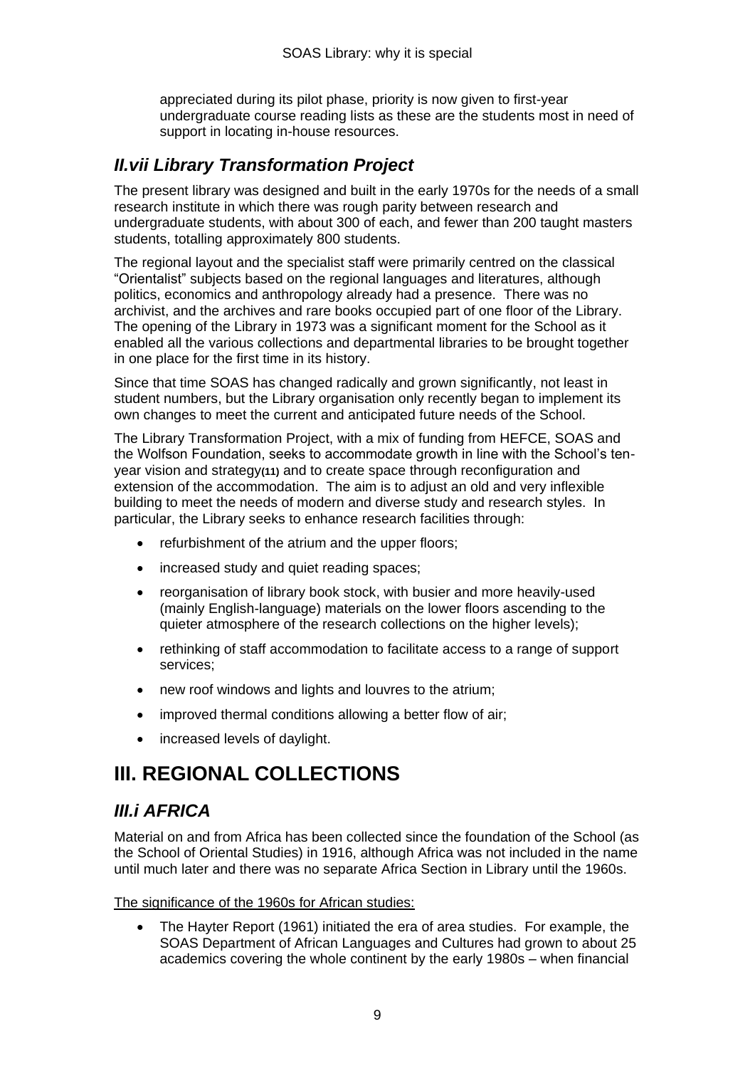appreciated during its pilot phase, priority is now given to first-year undergraduate course reading lists as these are the students most in need of support in locating in-house resources.

## *II.vii Library Transformation Project*

The present library was designed and built in the early 1970s for the needs of a small research institute in which there was rough parity between research and undergraduate students, with about 300 of each, and fewer than 200 taught masters students, totalling approximately 800 students.

The regional layout and the specialist staff were primarily centred on the classical "Orientalist" subjects based on the regional languages and literatures, although politics, economics and anthropology already had a presence. There was no archivist, and the archives and rare books occupied part of one floor of the Library. The opening of the Library in 1973 was a significant moment for the School as it enabled all the various collections and departmental libraries to be brought together in one place for the first time in its history.

Since that time SOAS has changed radically and grown significantly, not least in student numbers, but the Library organisation only recently began to implement its own changes to meet the current and anticipated future needs of the School.

The Library Transformation Project, with a mix of funding from HEFCE, SOAS and the Wolfson Foundation, seeks to accommodate growth in line with the School's ten-year vision and strategy**(11)** and to create space through reconfiguration and extension of the accommodation. The aim is to adjust an old and very inflexible building to meet the needs of modern and diverse study and research styles. In particular, the Library seeks to enhance research facilities through:

- refurbishment of the atrium and the upper floors;
- increased study and quiet reading spaces;
- reorganisation of library book stock, with busier and more heavily-used (mainly English-language) materials on the lower floors ascending to the quieter atmosphere of the research collections on the higher levels);
- rethinking of staff accommodation to facilitate access to a range of support services;
- new roof windows and lights and louvres to the atrium;
- improved thermal conditions allowing a better flow of air;
- increased levels of daylight.

# III. REGIONAL COLLECTIONS

## *III.i AFRICA*

Material on and from Africa has been collected since the foundation of the School (as the School of Oriental Studies) in 1916, although Africa was not included in the name until much later and there was no separate Africa Section in Library until the 1960s.

The significance of the 1960s for African studies:

- The Hayter Report (1961) initiated the era of area studies. For example, the SOAS Department of African Languages and Cultures had grown to about 25 academics covering the whole continent by the early 1980s – when financial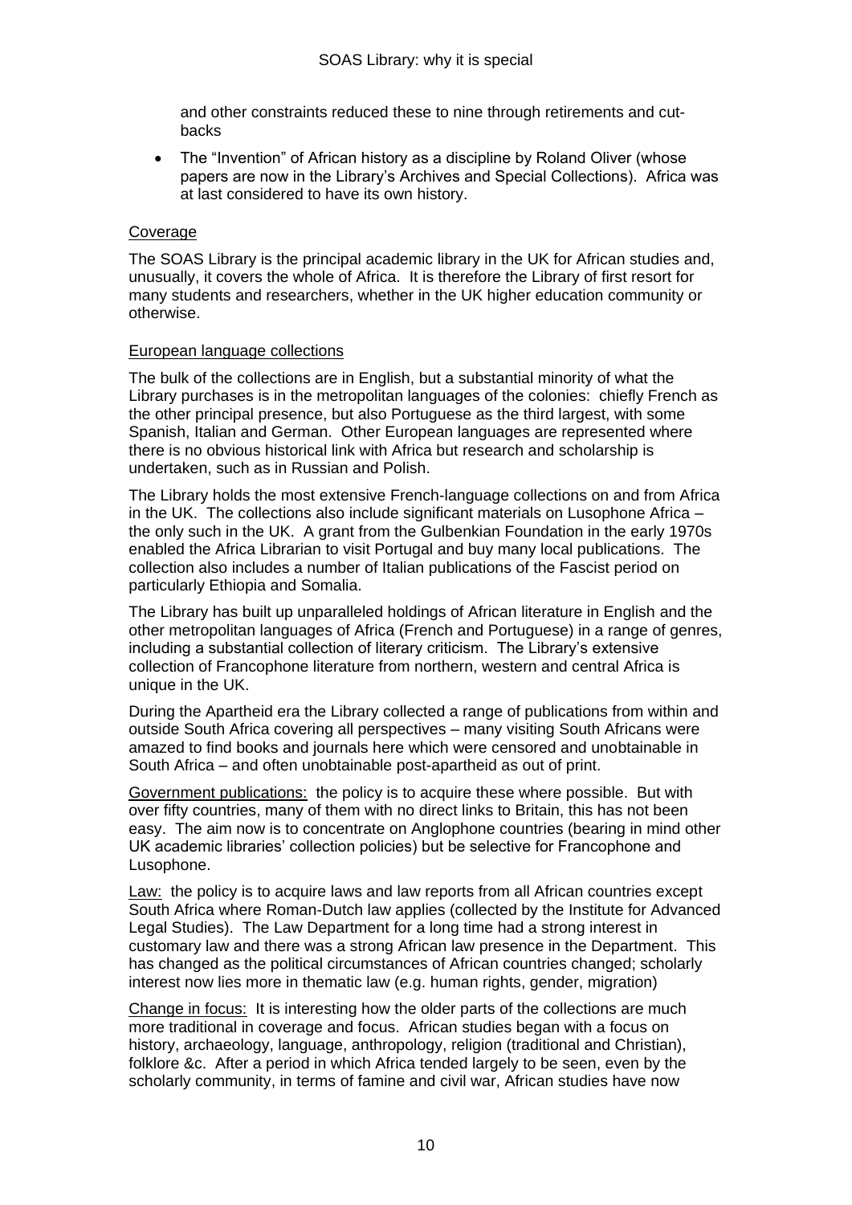and other constraints reduced these to nine through retirements and cut-backs

- The "Invention" of African history as a discipline by Roland Oliver (whose papers are now in the Library's Archives and Special Collections). Africa was at last considered to have its own history.

Coverage

The SOAS Library is the principal academic library in the UK for African studies and, unusually, it covers the whole of Africa. It is therefore the Library of first resort for many students and researchers, whether in the UK higher education community or otherwise.

European language collections

The bulk of the collections are in English, but a substantial minority of what the Library purchases is in the metropolitan languages of the colonies: chiefly French as the other principal presence, but also Portuguese as the third largest, with some Spanish, Italian and German. Other European languages are represented where there is no obvious historical link with Africa but research and scholarship is undertaken, such as in Russian and Polish.

The Library holds the most extensive French-language collections on and from Africa in the UK. The collections also include significant materials on Lusophone Africa – the only such in the UK. A grant from the Gulbenkian Foundation in the early 1970s enabled the Africa Librarian to visit Portugal and buy many local publications. The collection also includes a number of Italian publications of the Fascist period on particularly Ethiopia and Somalia.

The Library has built up unparalleled holdings of African literature in English and the other metropolitan languages of Africa (French and Portuguese) in a range of genres, including a substantial collection of literary criticism. The Library's extensive collection of Francophone literature from northern, western and central Africa is unique in the UK.

During the Apartheid era the Library collected a range of publications from within and outside South Africa covering all perspectives – many visiting South Africans were amazed to find books and journals here which were censored and unobtainable in South Africa – and often unobtainable post-apartheid as out of print.

Government publications: the policy is to acquire these where possible. But with over fifty countries, many of them with no direct links to Britain, this has not been easy. The aim now is to concentrate on Anglophone countries (bearing in mind other UK academic libraries' collection policies) but be selective for Francophone and Lusophone.

Law: the policy is to acquire laws and law reports from all African countries except South Africa where Roman-Dutch law applies (collected by the Institute for Advanced Legal Studies). The Law Department for a long time had a strong interest in customary law and there was a strong African law presence in the Department. This has changed as the political circumstances of African countries changed; scholarly interest now lies more in thematic law (e.g. human rights, gender, migration)

Change in focus: It is interesting how the older parts of the collections are much more traditional in coverage and focus. African studies began with a focus on history, archaeology, language, anthropology, religion (traditional and Christian), folklore &c. After a period in which Africa tended largely to be seen, even by the scholarly community, in terms of famine and civil war, African studies have now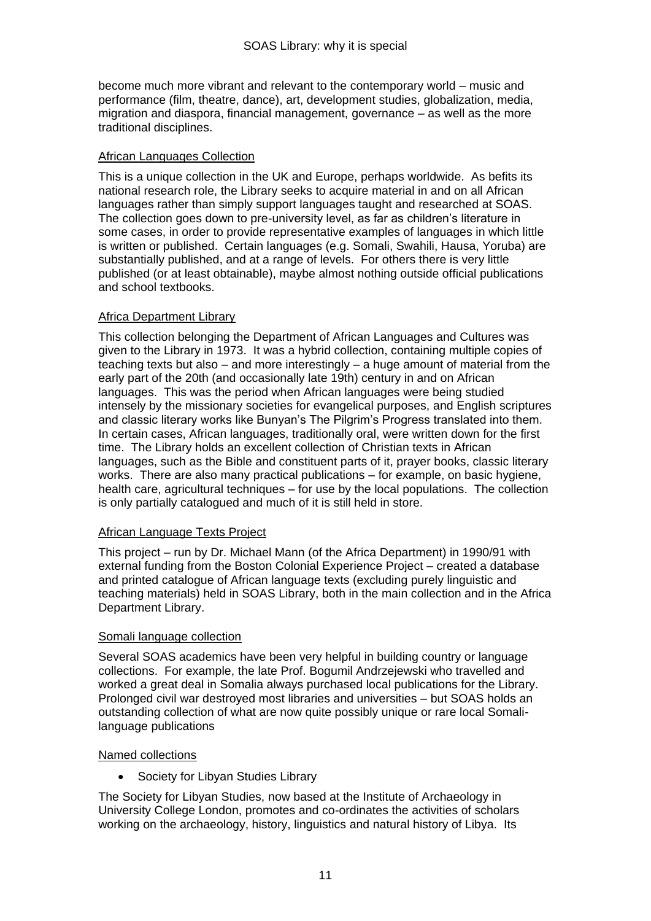become much more vibrant and relevant to the contemporary world – music and performance (film, theatre, dance), art, development studies, globalization, media, migration and diaspora, financial management, governance – as well as the more traditional disciplines.

#### African Languages Collection

This is a unique collection in the UK and Europe, perhaps worldwide. As befits its national research role, the Library seeks to acquire material in and on all African languages rather than simply support languages taught and researched at SOAS. The collection goes down to pre-university level, as far as children's literature in some cases, in order to provide representative examples of languages in which little is written or published. Certain languages (e.g. Somali, Swahili, Hausa, Yoruba) are substantially published, and at a range of levels. For others there is very little published (or at least obtainable), maybe almost nothing outside official publications and school textbooks.

#### Africa Department Library

This collection belonging the Department of African Languages and Cultures was given to the Library in 1973. It was a hybrid collection, containing multiple copies of teaching texts but also – and more interestingly – a huge amount of material from the early part of the 20th (and occasionally late 19th) century in and on African languages. This was the period when African languages were being studied intensely by the missionary societies for evangelical purposes, and English scriptures and classic literary works like Bunyan's The Pilgrim's Progress translated into them. In certain cases, African languages, traditionally oral, were written down for the first time. The Library holds an excellent collection of Christian texts in African languages, such as the Bible and constituent parts of it, prayer books, classic literary works. There are also many practical publications – for example, on basic hygiene, health care, agricultural techniques – for use by the local populations. The collection is only partially catalogued and much of it is still held in store.

#### African Language Texts Project

This project – run by Dr. Michael Mann (of the Africa Department) in 1990/91 with external funding from the Boston Colonial Experience Project – created a database and printed catalogue of African language texts (excluding purely linguistic and teaching materials) held in SOAS Library, both in the main collection and in the Africa Department Library.

#### Somali language collection

Several SOAS academics have been very helpful in building country or language collections. For example, the late Prof. Bogumil Andrzejewski who travelled and worked a great deal in Somalia always purchased local publications for the Library. Prolonged civil war destroyed most libraries and universities – but SOAS holds an outstanding collection of what are now quite possibly unique or rare local Somali-language publications

#### Named collections

- Society for Libyan Studies Library

The Society for Libyan Studies, now based at the Institute of Archaeology in University College London, promotes and co-ordinates the activities of scholars working on the archaeology, history, linguistics and natural history of Libya. Its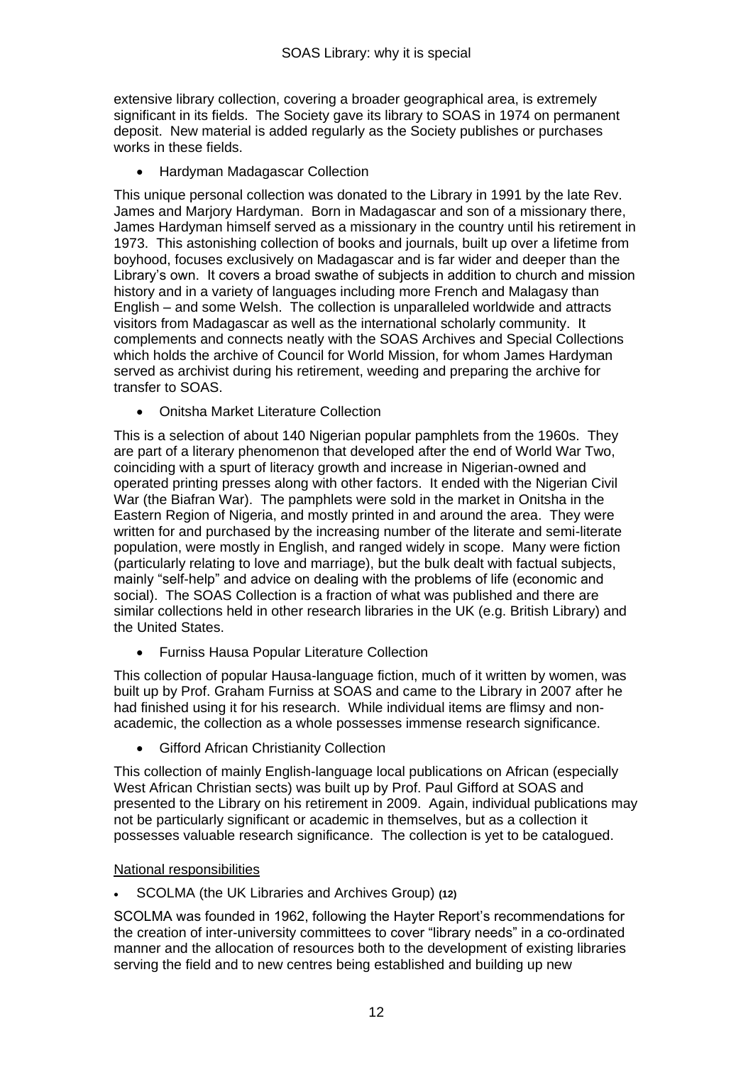extensive library collection, covering a broader geographical area, is extremely significant in its fields. The Society gave its library to SOAS in 1974 on permanent deposit. New material is added regularly as the Society publishes or purchases works in these fields.

- Hardyman Madagascar Collection

This unique personal collection was donated to the Library in 1991 by the late Rev. James and Marjory Hardyman. Born in Madagascar and son of a missionary there, James Hardyman himself served as a missionary in the country until his retirement in 1973. This astonishing collection of books and journals, built up over a lifetime from boyhood, focuses exclusively on Madagascar and is far wider and deeper than the Library's own. It covers a broad swathe of subjects in addition to church and mission history and in a variety of languages including more French and Malagasy than English – and some Welsh. The collection is unparalleled worldwide and attracts visitors from Madagascar as well as the international scholarly community. It complements and connects neatly with the SOAS Archives and Special Collections which holds the archive of Council for World Mission, for whom James Hardyman served as archivist during his retirement, weeding and preparing the archive for transfer to SOAS.

- Onitsha Market Literature Collection

This is a selection of about 140 Nigerian popular pamphlets from the 1960s. They are part of a literary phenomenon that developed after the end of World War Two, coinciding with a spurt of literacy growth and increase in Nigerian-owned and operated printing presses along with other factors. It ended with the Nigerian Civil War (the Biafran War). The pamphlets were sold in the market in Onitsha in the Eastern Region of Nigeria, and mostly printed in and around the area. They were written for and purchased by the increasing number of the literate and semi-literate population, were mostly in English, and ranged widely in scope. Many were fiction (particularly relating to love and marriage), but the bulk dealt with factual subjects, mainly "self-help" and advice on dealing with the problems of life (economic and social). The SOAS Collection is a fraction of what was published and there are similar collections held in other research libraries in the UK (e.g. British Library) and the United States.

- Furniss Hausa Popular Literature Collection

This collection of popular Hausa-language fiction, much of it written by women, was built up by Prof. Graham Furniss at SOAS and came to the Library in 2007 after he had finished using it for his research. While individual items are flimsy and non-academic, the collection as a whole possesses immense research significance.

- Gifford African Christianity Collection

This collection of mainly English-language local publications on African (especially West African Christian sects) was built up by Prof. Paul Gifford at SOAS and presented to the Library on his retirement in 2009. Again, individual publications may not be particularly significant or academic in themselves, but as a collection it possesses valuable research significance. The collection is yet to be catalogued.

<u>National responsibilities</u>

- SCOLMA (the UK Libraries and Archives Group) **(12)**

SCOLMA was founded in 1962, following the Hayter Report's recommendations for the creation of inter-university committees to cover "library needs" in a co-ordinated manner and the allocation of resources both to the development of existing libraries serving the field and to new centres being established and building up new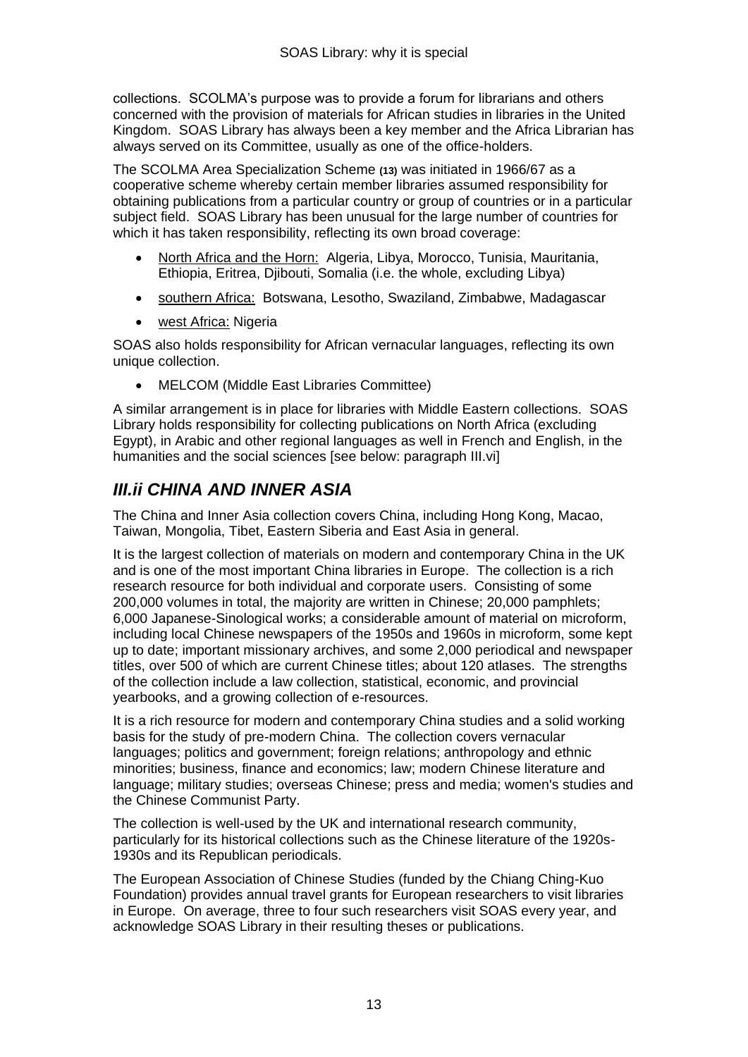collections. SCOLMA's purpose was to provide a forum for librarians and others concerned with the provision of materials for African studies in libraries in the United Kingdom. SOAS Library has always been a key member and the Africa Librarian has always served on its Committee, usually as one of the office-holders.

The SCOLMA Area Specialization Scheme **(13)** was initiated in 1966/67 as a cooperative scheme whereby certain member libraries assumed responsibility for obtaining publications from a particular country or group of countries or in a particular subject field. SOAS Library has been unusual for the large number of countries for which it has taken responsibility, reflecting its own broad coverage:

- North Africa and the Horn: Algeria, Libya, Morocco, Tunisia, Mauritania, Ethiopia, Eritrea, Djibouti, Somalia (i.e. the whole, excluding Libya)
- southern Africa: Botswana, Lesotho, Swaziland, Zimbabwe, Madagascar
- west Africa: Nigeria

SOAS also holds responsibility for African vernacular languages, reflecting its own unique collection.

- MELCOM (Middle East Libraries Committee)

A similar arrangement is in place for libraries with Middle Eastern collections. SOAS Library holds responsibility for collecting publications on North Africa (excluding Egypt), in Arabic and other regional languages as well in French and English, in the humanities and the social sciences [see below: paragraph III.vi]

## *III.ii CHINA AND INNER ASIA*

The China and Inner Asia collection covers China, including Hong Kong, Macao, Taiwan, Mongolia, Tibet, Eastern Siberia and East Asia in general.

It is the largest collection of materials on modern and contemporary China in the UK and is one of the most important China libraries in Europe. The collection is a rich research resource for both individual and corporate users. Consisting of some 200,000 volumes in total, the majority are written in Chinese; 20,000 pamphlets; 6,000 Japanese-Sinological works; a considerable amount of material on microform, including local Chinese newspapers of the 1950s and 1960s in microform, some kept up to date; important missionary archives, and some 2,000 periodical and newspaper titles, over 500 of which are current Chinese titles; about 120 atlases. The strengths of the collection include a law collection, statistical, economic, and provincial yearbooks, and a growing collection of e-resources.

It is a rich resource for modern and contemporary China studies and a solid working basis for the study of pre-modern China. The collection covers vernacular languages; politics and government; foreign relations; anthropology and ethnic minorities; business, finance and economics; law; modern Chinese literature and language; military studies; overseas Chinese; press and media; women's studies and the Chinese Communist Party.

The collection is well-used by the UK and international research community, particularly for its historical collections such as the Chinese literature of the 1920s-1930s and its Republican periodicals.

The European Association of Chinese Studies (funded by the Chiang Ching-Kuo Foundation) provides annual travel grants for European researchers to visit libraries in Europe. On average, three to four such researchers visit SOAS every year, and acknowledge SOAS Library in their resulting theses or publications.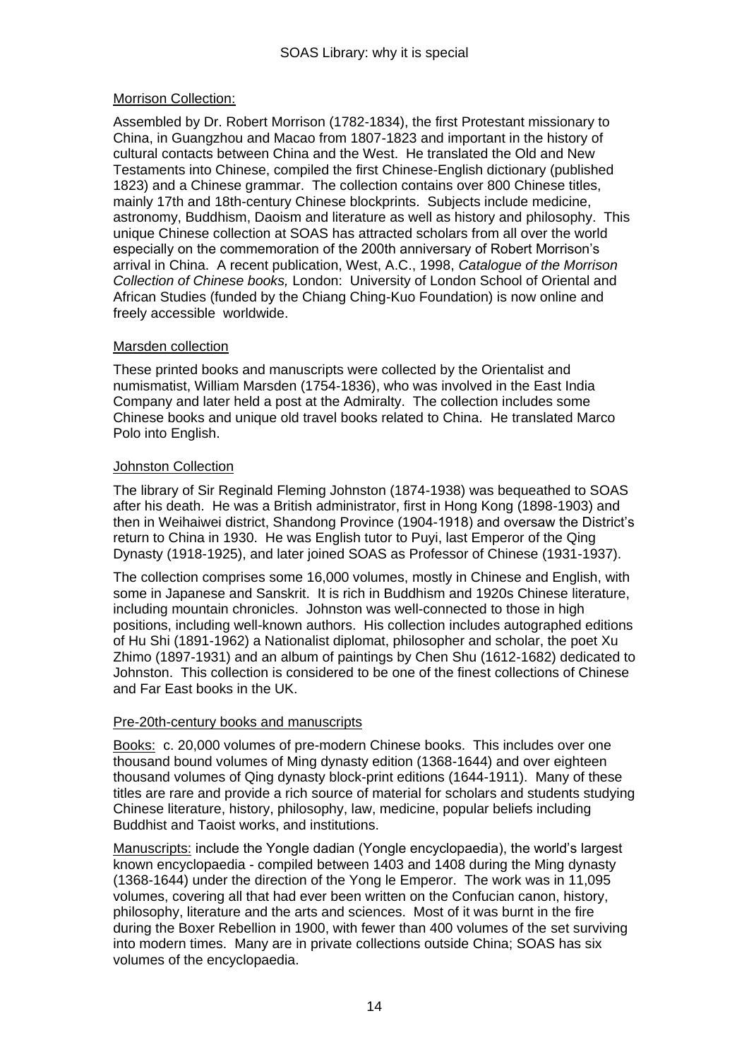## Morrison Collection:

Assembled by Dr. Robert Morrison (1782-1834), the first Protestant missionary to China, in Guangzhou and Macao from 1807-1823 and important in the history of cultural contacts between China and the West. He translated the Old and New Testaments into Chinese, compiled the first Chinese-English dictionary (published 1823) and a Chinese grammar. The collection contains over 800 Chinese titles, mainly 17th and 18th-century Chinese blockprints. Subjects include medicine, astronomy, Buddhism, Daoism and literature as well as history and philosophy. This unique Chinese collection at SOAS has attracted scholars from all over the world especially on the commemoration of the 200th anniversary of Robert Morrison's arrival in China. A recent publication, West, A.C., 1998, *Catalogue of the Morrison Collection of Chinese books,* London: University of London School of Oriental and African Studies (funded by the Chiang Ching-Kuo Foundation) is now online and freely accessible worldwide.

## Marsden collection

These printed books and manuscripts were collected by the Orientalist and numismatist, William Marsden (1754-1836), who was involved in the East India Company and later held a post at the Admiralty. The collection includes some Chinese books and unique old travel books related to China. He translated Marco Polo into English.

## Johnston Collection

The library of Sir Reginald Fleming Johnston (1874-1938) was bequeathed to SOAS after his death. He was a British administrator, first in Hong Kong (1898-1903) and then in Weihaiwei district, Shandong Province (1904-1918) and oversaw the District's return to China in 1930. He was English tutor to Puyi, last Emperor of the Qing Dynasty (1918-1925), and later joined SOAS as Professor of Chinese (1931-1937).

The collection comprises some 16,000 volumes, mostly in Chinese and English, with some in Japanese and Sanskrit. It is rich in Buddhism and 1920s Chinese literature, including mountain chronicles. Johnston was well-connected to those in high positions, including well-known authors. His collection includes autographed editions of Hu Shi (1891-1962) a Nationalist diplomat, philosopher and scholar, the poet Xu Zhimo (1897-1931) and an album of paintings by Chen Shu (1612-1682) dedicated to Johnston. This collection is considered to be one of the finest collections of Chinese and Far East books in the UK.

## Pre-20th-century books and manuscripts

Books: c. 20,000 volumes of pre-modern Chinese books. This includes over one thousand bound volumes of Ming dynasty edition (1368-1644) and over eighteen thousand volumes of Qing dynasty block-print editions (1644-1911). Many of these titles are rare and provide a rich source of material for scholars and students studying Chinese literature, history, philosophy, law, medicine, popular beliefs including Buddhist and Taoist works, and institutions.

Manuscripts: include the Yongle dadian (Yongle encyclopaedia), the world's largest known encyclopaedia - compiled between 1403 and 1408 during the Ming dynasty (1368-1644) under the direction of the Yong le Emperor. The work was in 11,095 volumes, covering all that had ever been written on the Confucian canon, history, philosophy, literature and the arts and sciences. Most of it was burnt in the fire during the Boxer Rebellion in 1900, with fewer than 400 volumes of the set surviving into modern times. Many are in private collections outside China; SOAS has six volumes of the encyclopaedia.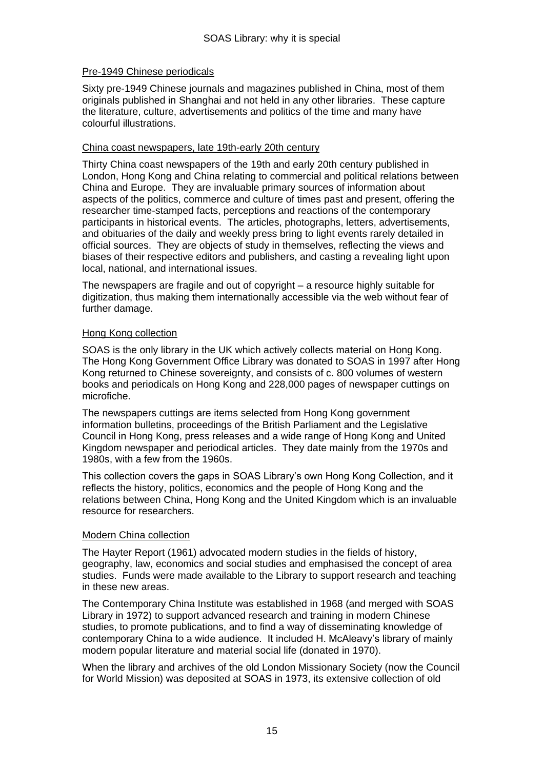## Pre-1949 Chinese periodicals

Sixty pre-1949 Chinese journals and magazines published in China, most of them originals published in Shanghai and not held in any other libraries. These capture the literature, culture, advertisements and politics of the time and many have colourful illustrations.

## China coast newspapers, late 19th-early 20th century

Thirty China coast newspapers of the 19th and early 20th century published in London, Hong Kong and China relating to commercial and political relations between China and Europe. They are invaluable primary sources of information about aspects of the politics, commerce and culture of times past and present, offering the researcher time-stamped facts, perceptions and reactions of the contemporary participants in historical events. The articles, photographs, letters, advertisements, and obituaries of the daily and weekly press bring to light events rarely detailed in official sources. They are objects of study in themselves, reflecting the views and biases of their respective editors and publishers, and casting a revealing light upon local, national, and international issues.

The newspapers are fragile and out of copyright – a resource highly suitable for digitization, thus making them internationally accessible via the web without fear of further damage.

## Hong Kong collection

SOAS is the only library in the UK which actively collects material on Hong Kong. The Hong Kong Government Office Library was donated to SOAS in 1997 after Hong Kong returned to Chinese sovereignty, and consists of c. 800 volumes of western books and periodicals on Hong Kong and 228,000 pages of newspaper cuttings on microfiche.

The newspapers cuttings are items selected from Hong Kong government information bulletins, proceedings of the British Parliament and the Legislative Council in Hong Kong, press releases and a wide range of Hong Kong and United Kingdom newspaper and periodical articles. They date mainly from the 1970s and 1980s, with a few from the 1960s.

This collection covers the gaps in SOAS Library's own Hong Kong Collection, and it reflects the history, politics, economics and the people of Hong Kong and the relations between China, Hong Kong and the United Kingdom which is an invaluable resource for researchers.

## Modern China collection

The Hayter Report (1961) advocated modern studies in the fields of history, geography, law, economics and social studies and emphasised the concept of area studies. Funds were made available to the Library to support research and teaching in these new areas.

The Contemporary China Institute was established in 1968 (and merged with SOAS Library in 1972) to support advanced research and training in modern Chinese studies, to promote publications, and to find a way of disseminating knowledge of contemporary China to a wide audience. It included H. McAleavy's library of mainly modern popular literature and material social life (donated in 1970).

When the library and archives of the old London Missionary Society (now the Council for World Mission) was deposited at SOAS in 1973, its extensive collection of old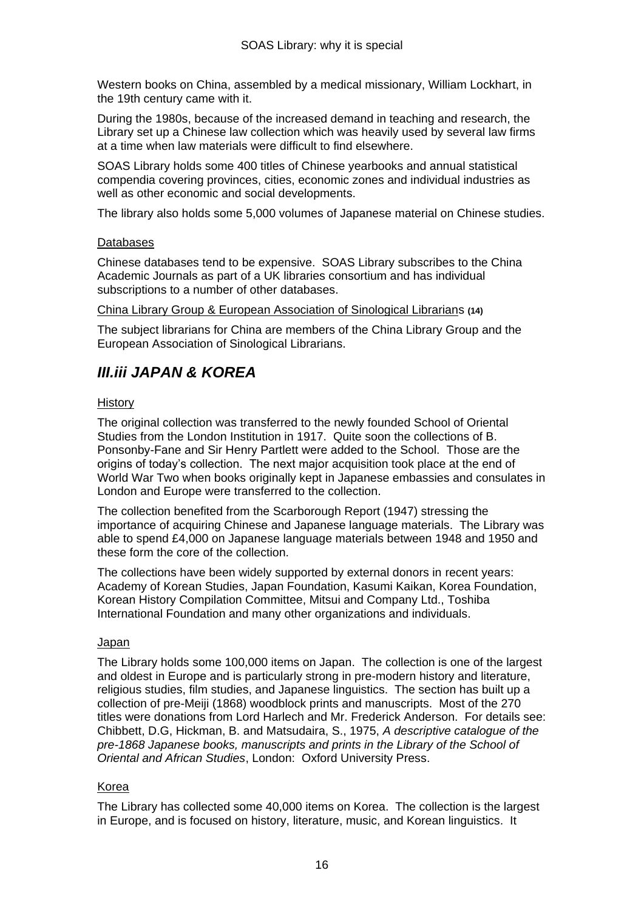Western books on China, assembled by a medical missionary, William Lockhart, in the 19th century came with it.

During the 1980s, because of the increased demand in teaching and research, the Library set up a Chinese law collection which was heavily used by several law firms at a time when law materials were difficult to find elsewhere.

SOAS Library holds some 400 titles of Chinese yearbooks and annual statistical compendia covering provinces, cities, economic zones and individual industries as well as other economic and social developments.

The library also holds some 5,000 volumes of Japanese material on Chinese studies.

Databases

Chinese databases tend to be expensive. SOAS Library subscribes to the China Academic Journals as part of a UK libraries consortium and has individual subscriptions to a number of other databases.

China Library Group & European Association of Sinological Librarians **(14)**

The subject librarians for China are members of the China Library Group and the European Association of Sinological Librarians.

## *III.iii JAPAN & KOREA*

History

The original collection was transferred to the newly founded School of Oriental Studies from the London Institution in 1917. Quite soon the collections of B. Ponsonby-Fane and Sir Henry Partlett were added to the School. Those are the origins of today's collection. The next major acquisition took place at the end of World War Two when books originally kept in Japanese embassies and consulates in London and Europe were transferred to the collection.

The collection benefited from the Scarborough Report (1947) stressing the importance of acquiring Chinese and Japanese language materials. The Library was able to spend £4,000 on Japanese language materials between 1948 and 1950 and these form the core of the collection.

The collections have been widely supported by external donors in recent years: Academy of Korean Studies, Japan Foundation, Kasumi Kaikan, Korea Foundation, Korean History Compilation Committee, Mitsui and Company Ltd., Toshiba International Foundation and many other organizations and individuals.

Japan

The Library holds some 100,000 items on Japan. The collection is one of the largest and oldest in Europe and is particularly strong in pre-modern history and literature, religious studies, film studies, and Japanese linguistics. The section has built up a collection of pre-Meiji (1868) woodblock prints and manuscripts. Most of the 270 titles were donations from Lord Harlech and Mr. Frederick Anderson. For details see: Chibbett, D.G, Hickman, B. and Matsudaira, S., 1975, *A descriptive catalogue of the pre-1868 Japanese books, manuscripts and prints in the Library of the School of Oriental and African Studies*, London: Oxford University Press.

Korea

The Library has collected some 40,000 items on Korea. The collection is the largest in Europe, and is focused on history, literature, music, and Korean linguistics. It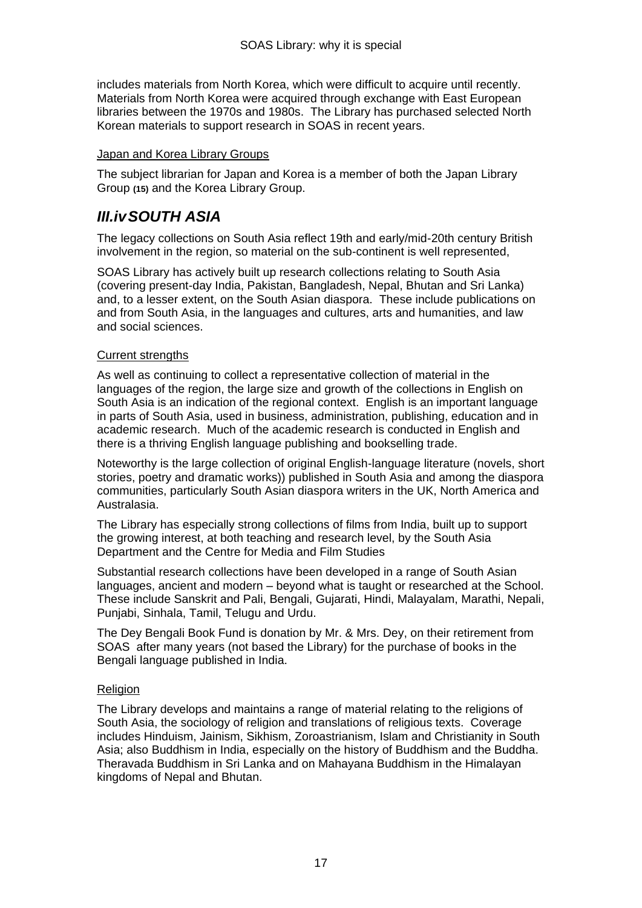includes materials from North Korea, which were difficult to acquire until recently. Materials from North Korea were acquired through exchange with East European libraries between the 1970s and 1980s. The Library has purchased selected North Korean materials to support research in SOAS in recent years.

Japan and Korea Library Groups

The subject librarian for Japan and Korea is a member of both the Japan Library Group **(15)** and the Korea Library Group.

## *III.iv SOUTH ASIA*

The legacy collections on South Asia reflect 19th and early/mid-20th century British involvement in the region, so material on the sub-continent is well represented,

SOAS Library has actively built up research collections relating to South Asia (covering present-day India, Pakistan, Bangladesh, Nepal, Bhutan and Sri Lanka) and, to a lesser extent, on the South Asian diaspora. These include publications on and from South Asia, in the languages and cultures, arts and humanities, and law and social sciences.

Current strengths

As well as continuing to collect a representative collection of material in the languages of the region, the large size and growth of the collections in English on South Asia is an indication of the regional context. English is an important language in parts of South Asia, used in business, administration, publishing, education and in academic research. Much of the academic research is conducted in English and there is a thriving English language publishing and bookselling trade.

Noteworthy is the large collection of original English-language literature (novels, short stories, poetry and dramatic works)) published in South Asia and among the diaspora communities, particularly South Asian diaspora writers in the UK, North America and Australasia.

The Library has especially strong collections of films from India, built up to support the growing interest, at both teaching and research level, by the South Asia Department and the Centre for Media and Film Studies

Substantial research collections have been developed in a range of South Asian languages, ancient and modern – beyond what is taught or researched at the School. These include Sanskrit and Pali, Bengali, Gujarati, Hindi, Malayalam, Marathi, Nepali, Punjabi, Sinhala, Tamil, Telugu and Urdu.

The Dey Bengali Book Fund is donation by Mr. & Mrs. Dey, on their retirement from SOAS after many years (not based the Library) for the purchase of books in the Bengali language published in India.

Religion

The Library develops and maintains a range of material relating to the religions of South Asia, the sociology of religion and translations of religious texts. Coverage includes Hinduism, Jainism, Sikhism, Zoroastrianism, Islam and Christianity in South Asia; also Buddhism in India, especially on the history of Buddhism and the Buddha. Theravada Buddhism in Sri Lanka and on Mahayana Buddhism in the Himalayan kingdoms of Nepal and Bhutan.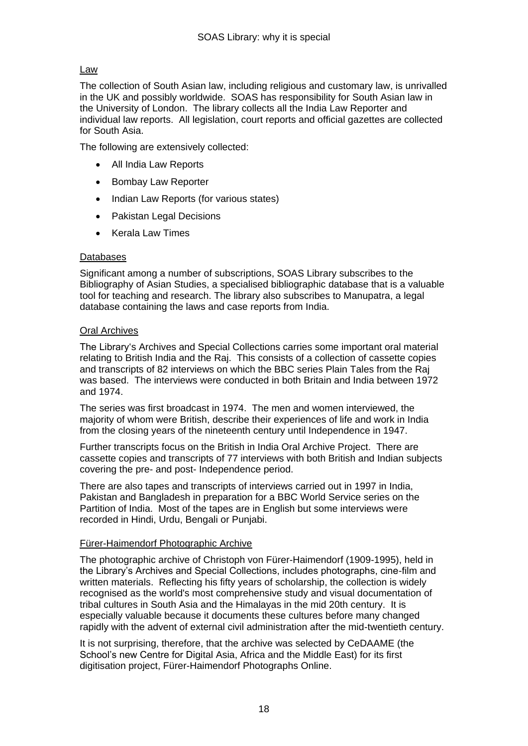## Law

The collection of South Asian law, including religious and customary law, is unrivalled in the UK and possibly worldwide. SOAS has responsibility for South Asian law in the University of London. The library collects all the India Law Reporter and individual law reports. All legislation, court reports and official gazettes are collected for South Asia.

The following are extensively collected:

- All India Law Reports
- Bombay Law Reporter
- Indian Law Reports (for various states)
- Pakistan Legal Decisions
- Kerala Law Times

## Databases

Significant among a number of subscriptions, SOAS Library subscribes to the Bibliography of Asian Studies, a specialised bibliographic database that is a valuable tool for teaching and research. The library also subscribes to Manupatra, a legal database containing the laws and case reports from India.

## Oral Archives

The Library's Archives and Special Collections carries some important oral material relating to British India and the Raj. This consists of a collection of cassette copies and transcripts of 82 interviews on which the BBC series Plain Tales from the Raj was based. The interviews were conducted in both Britain and India between 1972 and 1974.

The series was first broadcast in 1974. The men and women interviewed, the majority of whom were British, describe their experiences of life and work in India from the closing years of the nineteenth century until Independence in 1947.

Further transcripts focus on the British in India Oral Archive Project. There are cassette copies and transcripts of 77 interviews with both British and Indian subjects covering the pre- and post- Independence period.

There are also tapes and transcripts of interviews carried out in 1997 in India, Pakistan and Bangladesh in preparation for a BBC World Service series on the Partition of India. Most of the tapes are in English but some interviews were recorded in Hindi, Urdu, Bengali or Punjabi.

## Fürer-Haimendorf Photographic Archive

The photographic archive of Christoph von Fürer-Haimendorf (1909-1995), held in the Library's Archives and Special Collections, includes photographs, cine-film and written materials. Reflecting his fifty years of scholarship, the collection is widely recognised as the world's most comprehensive study and visual documentation of tribal cultures in South Asia and the Himalayas in the mid 20th century. It is especially valuable because it documents these cultures before many changed rapidly with the advent of external civil administration after the mid-twentieth century.

It is not surprising, therefore, that the archive was selected by CeDAAME (the School's new Centre for Digital Asia, Africa and the Middle East) for its first digitisation project, Fürer-Haimendorf Photographs Online.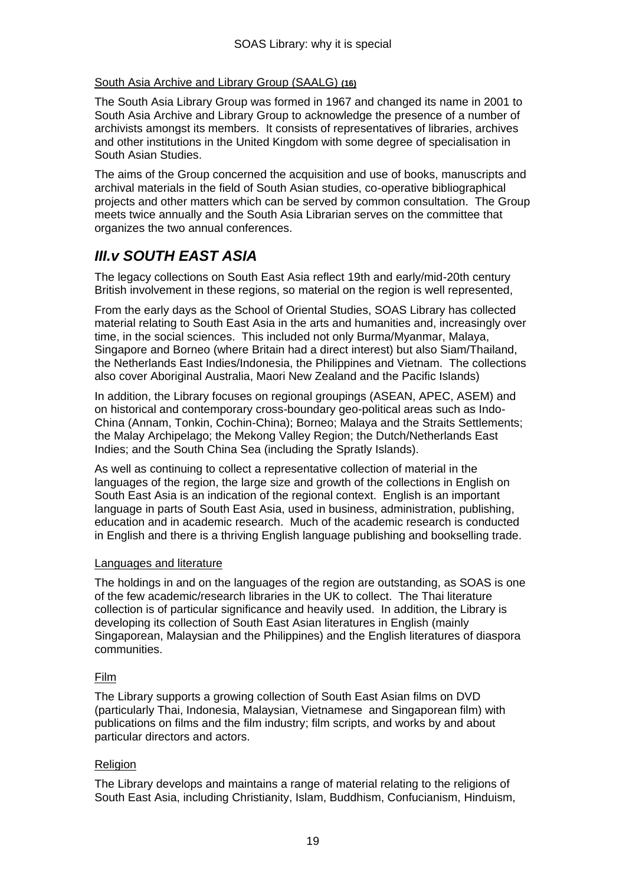South Asia Archive and Library Group (SAALG) **(16)**

The South Asia Library Group was formed in 1967 and changed its name in 2001 to South Asia Archive and Library Group to acknowledge the presence of a number of archivists amongst its members. It consists of representatives of libraries, archives and other institutions in the United Kingdom with some degree of specialisation in South Asian Studies.

The aims of the Group concerned the acquisition and use of books, manuscripts and archival materials in the field of South Asian studies, co-operative bibliographical projects and other matters which can be served by common consultation. The Group meets twice annually and the South Asia Librarian serves on the committee that organizes the two annual conferences.

## *III.v SOUTH EAST ASIA*

The legacy collections on South East Asia reflect 19th and early/mid-20th century British involvement in these regions, so material on the region is well represented,

From the early days as the School of Oriental Studies, SOAS Library has collected material relating to South East Asia in the arts and humanities and, increasingly over time, in the social sciences. This included not only Burma/Myanmar, Malaya, Singapore and Borneo (where Britain had a direct interest) but also Siam/Thailand, the Netherlands East Indies/Indonesia, the Philippines and Vietnam. The collections also cover Aboriginal Australia, Maori New Zealand and the Pacific Islands)

In addition, the Library focuses on regional groupings (ASEAN, APEC, ASEM) and on historical and contemporary cross-boundary geo-political areas such as Indo-China (Annam, Tonkin, Cochin-China); Borneo; Malaya and the Straits Settlements; the Malay Archipelago; the Mekong Valley Region; the Dutch/Netherlands East Indies; and the South China Sea (including the Spratly Islands).

As well as continuing to collect a representative collection of material in the languages of the region, the large size and growth of the collections in English on South East Asia is an indication of the regional context. English is an important language in parts of South East Asia, used in business, administration, publishing, education and in academic research. Much of the academic research is conducted in English and there is a thriving English language publishing and bookselling trade.

Languages and literature

The holdings in and on the languages of the region are outstanding, as SOAS is one of the few academic/research libraries in the UK to collect. The Thai literature collection is of particular significance and heavily used. In addition, the Library is developing its collection of South East Asian literatures in English (mainly Singaporean, Malaysian and the Philippines) and the English literatures of diaspora communities.

Film

The Library supports a growing collection of South East Asian films on DVD (particularly Thai, Indonesia, Malaysian, Vietnamese and Singaporean film) with publications on films and the film industry; film scripts, and works by and about particular directors and actors.

Religion

The Library develops and maintains a range of material relating to the religions of South East Asia, including Christianity, Islam, Buddhism, Confucianism, Hinduism,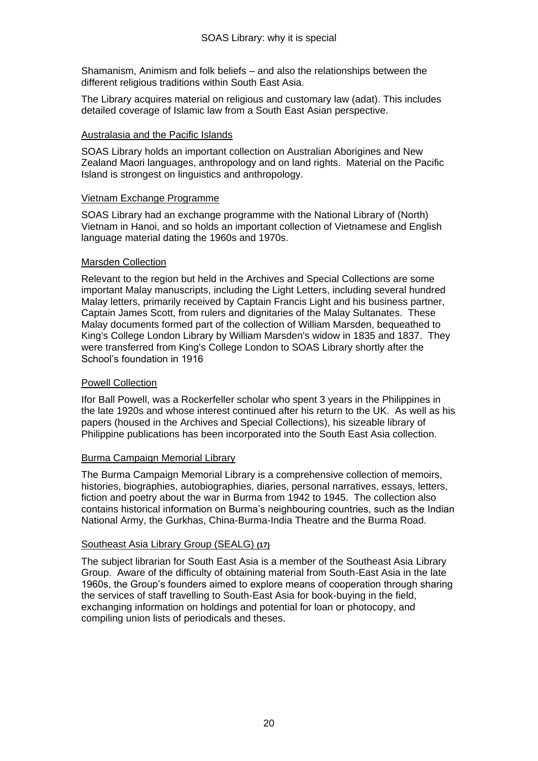Shamanism, Animism and folk beliefs – and also the relationships between the different religious traditions within South East Asia.

The Library acquires material on religious and customary law (adat). This includes detailed coverage of Islamic law from a South East Asian perspective.

### Australasia and the Pacific Islands

SOAS Library holds an important collection on Australian Aborigines and New Zealand Maori languages, anthropology and on land rights. Material on the Pacific Island is strongest on linguistics and anthropology.

### Vietnam Exchange Programme

SOAS Library had an exchange programme with the National Library of (North) Vietnam in Hanoi, and so holds an important collection of Vietnamese and English language material dating the 1960s and 1970s.

### Marsden Collection

Relevant to the region but held in the Archives and Special Collections are some important Malay manuscripts, including the Light Letters, including several hundred Malay letters, primarily received by Captain Francis Light and his business partner, Captain James Scott, from rulers and dignitaries of the Malay Sultanates. These Malay documents formed part of the collection of William Marsden, bequeathed to King's College London Library by William Marsden's widow in 1835 and 1837. They were transferred from King's College London to SOAS Library shortly after the School's foundation in 1916

### Powell Collection

Ifor Ball Powell, was a Rockerfeller scholar who spent 3 years in the Philippines in the late 1920s and whose interest continued after his return to the UK. As well as his papers (housed in the Archives and Special Collections), his sizeable library of Philippine publications has been incorporated into the South East Asia collection.

### Burma Campaign Memorial Library

The Burma Campaign Memorial Library is a comprehensive collection of memoirs, histories, biographies, autobiographies, diaries, personal narratives, essays, letters, fiction and poetry about the war in Burma from 1942 to 1945. The collection also contains historical information on Burma's neighbouring countries, such as the Indian National Army, the Gurkhas, China-Burma-India Theatre and the Burma Road.

### Southeast Asia Library Group (SEALG) **(17)**

The subject librarian for South East Asia is a member of the Southeast Asia Library Group. Aware of the difficulty of obtaining material from South-East Asia in the late 1960s, the Group's founders aimed to explore means of cooperation through sharing the services of staff travelling to South-East Asia for book-buying in the field, exchanging information on holdings and potential for loan or photocopy, and compiling union lists of periodicals and theses.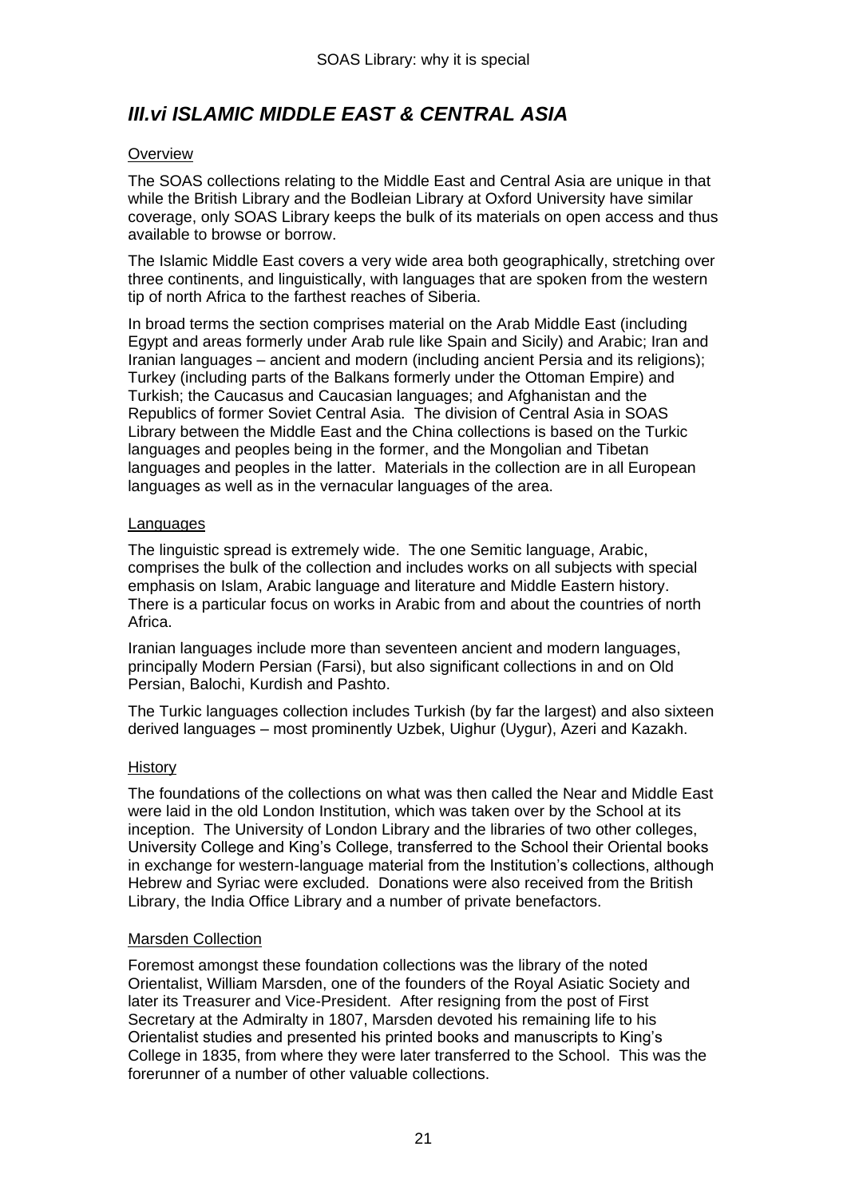## *III.vi ISLAMIC MIDDLE EAST & CENTRAL ASIA*

### Overview

The SOAS collections relating to the Middle East and Central Asia are unique in that while the British Library and the Bodleian Library at Oxford University have similar coverage, only SOAS Library keeps the bulk of its materials on open access and thus available to browse or borrow.

The Islamic Middle East covers a very wide area both geographically, stretching over three continents, and linguistically, with languages that are spoken from the western tip of north Africa to the farthest reaches of Siberia.

In broad terms the section comprises material on the Arab Middle East (including Egypt and areas formerly under Arab rule like Spain and Sicily) and Arabic; Iran and Iranian languages – ancient and modern (including ancient Persia and its religions); Turkey (including parts of the Balkans formerly under the Ottoman Empire) and Turkish; the Caucasus and Caucasian languages; and Afghanistan and the Republics of former Soviet Central Asia. The division of Central Asia in SOAS Library between the Middle East and the China collections is based on the Turkic languages and peoples being in the former, and the Mongolian and Tibetan languages and peoples in the latter. Materials in the collection are in all European languages as well as in the vernacular languages of the area.

### Languages

The linguistic spread is extremely wide. The one Semitic language, Arabic, comprises the bulk of the collection and includes works on all subjects with special emphasis on Islam, Arabic language and literature and Middle Eastern history. There is a particular focus on works in Arabic from and about the countries of north Africa.

Iranian languages include more than seventeen ancient and modern languages, principally Modern Persian (Farsi), but also significant collections in and on Old Persian, Balochi, Kurdish and Pashto.

The Turkic languages collection includes Turkish (by far the largest) and also sixteen derived languages – most prominently Uzbek, Uighur (Uygur), Azeri and Kazakh.

### History

The foundations of the collections on what was then called the Near and Middle East were laid in the old London Institution, which was taken over by the School at its inception. The University of London Library and the libraries of two other colleges, University College and King's College, transferred to the School their Oriental books in exchange for western-language material from the Institution's collections, although Hebrew and Syriac were excluded. Donations were also received from the British Library, the India Office Library and a number of private benefactors.

### Marsden Collection

Foremost amongst these foundation collections was the library of the noted Orientalist, William Marsden, one of the founders of the Royal Asiatic Society and later its Treasurer and Vice-President. After resigning from the post of First Secretary at the Admiralty in 1807, Marsden devoted his remaining life to his Orientalist studies and presented his printed books and manuscripts to King's College in 1835, from where they were later transferred to the School. This was the forerunner of a number of other valuable collections.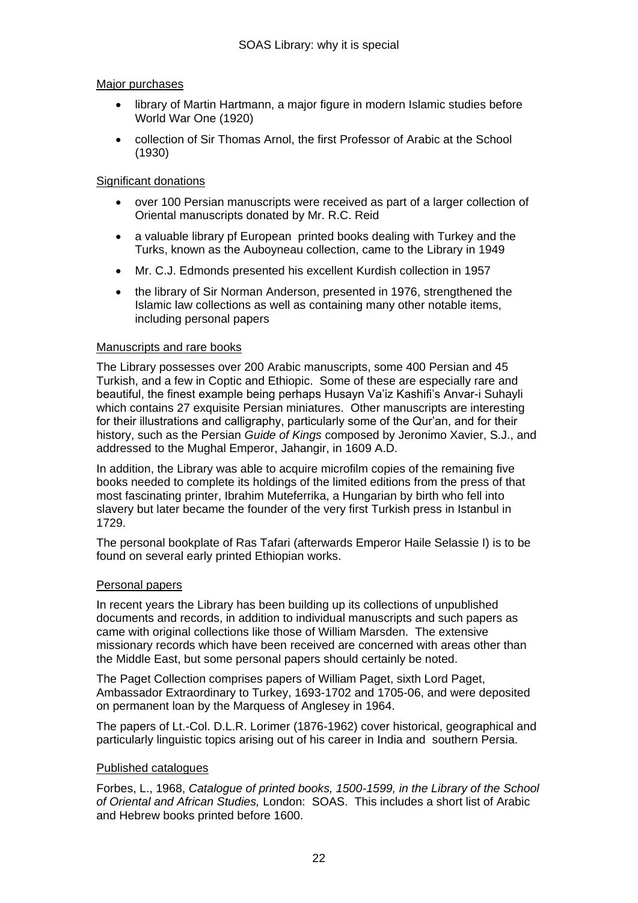### Major purchases

- library of Martin Hartmann, a major figure in modern Islamic studies before World War One (1920)
- collection of Sir Thomas Arnol, the first Professor of Arabic at the School (1930)

### Significant donations

- over 100 Persian manuscripts were received as part of a larger collection of Oriental manuscripts donated by Mr. R.C. Reid
- a valuable library pf European printed books dealing with Turkey and the Turks, known as the Auboyneau collection, came to the Library in 1949
- Mr. C.J. Edmonds presented his excellent Kurdish collection in 1957
- the library of Sir Norman Anderson, presented in 1976, strengthened the Islamic law collections as well as containing many other notable items, including personal papers

### Manuscripts and rare books

The Library possesses over 200 Arabic manuscripts, some 400 Persian and 45 Turkish, and a few in Coptic and Ethiopic. Some of these are especially rare and beautiful, the finest example being perhaps Husayn Va'iz Kashifi's Anvar-i Suhayli which contains 27 exquisite Persian miniatures. Other manuscripts are interesting for their illustrations and calligraphy, particularly some of the Qur'an, and for their history, such as the Persian *Guide of Kings* composed by Jeronimo Xavier, S.J., and addressed to the Mughal Emperor, Jahangir, in 1609 A.D.

In addition, the Library was able to acquire microfilm copies of the remaining five books needed to complete its holdings of the limited editions from the press of that most fascinating printer, Ibrahim Muteferrika, a Hungarian by birth who fell into slavery but later became the founder of the very first Turkish press in Istanbul in 1729.

The personal bookplate of Ras Tafari (afterwards Emperor Haile Selassie I) is to be found on several early printed Ethiopian works.

### Personal papers

In recent years the Library has been building up its collections of unpublished documents and records, in addition to individual manuscripts and such papers as came with original collections like those of William Marsden. The extensive missionary records which have been received are concerned with areas other than the Middle East, but some personal papers should certainly be noted.

The Paget Collection comprises papers of William Paget, sixth Lord Paget, Ambassador Extraordinary to Turkey, 1693-1702 and 1705-06, and were deposited on permanent loan by the Marquess of Anglesey in 1964.

The papers of Lt.-Col. D.L.R. Lorimer (1876-1962) cover historical, geographical and particularly linguistic topics arising out of his career in India and southern Persia.

### Published catalogues

Forbes, L., 1968, *Catalogue of printed books, 1500-1599, in the Library of the School of Oriental and African Studies,* London: SOAS. This includes a short list of Arabic and Hebrew books printed before 1600.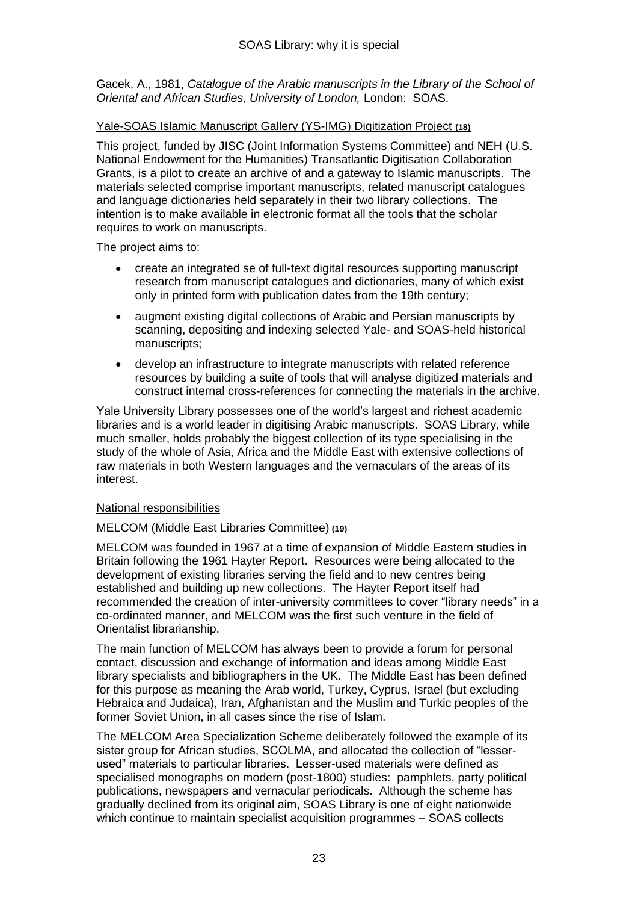Gacek, A., 1981, *Catalogue of the Arabic manuscripts in the Library of the School of Oriental and African Studies, University of London,* London: SOAS.

Yale-SOAS Islamic Manuscript Gallery (YS-IMG) Digitization Project **(18)**

This project, funded by JISC (Joint Information Systems Committee) and NEH (U.S. National Endowment for the Humanities) Transatlantic Digitisation Collaboration Grants, is a pilot to create an archive of and a gateway to Islamic manuscripts. The materials selected comprise important manuscripts, related manuscript catalogues and language dictionaries held separately in their two library collections. The intention is to make available in electronic format all the tools that the scholar requires to work on manuscripts.

The project aims to:

- create an integrated se of full-text digital resources supporting manuscript research from manuscript catalogues and dictionaries, many of which exist only in printed form with publication dates from the 19th century;
- augment existing digital collections of Arabic and Persian manuscripts by scanning, depositing and indexing selected Yale- and SOAS-held historical manuscripts;
- develop an infrastructure to integrate manuscripts with related reference resources by building a suite of tools that will analyse digitized materials and construct internal cross-references for connecting the materials in the archive.

Yale University Library possesses one of the world's largest and richest academic libraries and is a world leader in digitising Arabic manuscripts. SOAS Library, while much smaller, holds probably the biggest collection of its type specialising in the study of the whole of Asia, Africa and the Middle East with extensive collections of raw materials in both Western languages and the vernaculars of the areas of its interest.

## National responsibilities

MELCOM (Middle East Libraries Committee) **(19)**

MELCOM was founded in 1967 at a time of expansion of Middle Eastern studies in Britain following the 1961 Hayter Report. Resources were being allocated to the development of existing libraries serving the field and to new centres being established and building up new collections. The Hayter Report itself had recommended the creation of inter-university committees to cover "library needs" in a co-ordinated manner, and MELCOM was the first such venture in the field of Orientalist librarianship.

The main function of MELCOM has always been to provide a forum for personal contact, discussion and exchange of information and ideas among Middle East library specialists and bibliographers in the UK. The Middle East has been defined for this purpose as meaning the Arab world, Turkey, Cyprus, Israel (but excluding Hebraica and Judaica), Iran, Afghanistan and the Muslim and Turkic peoples of the former Soviet Union, in all cases since the rise of Islam.

The MELCOM Area Specialization Scheme deliberately followed the example of its sister group for African studies, SCOLMA, and allocated the collection of "lesser-used" materials to particular libraries. Lesser-used materials were defined as specialised monographs on modern (post-1800) studies: pamphlets, party political publications, newspapers and vernacular periodicals. Although the scheme has gradually declined from its original aim, SOAS Library is one of eight nationwide which continue to maintain specialist acquisition programmes – SOAS collects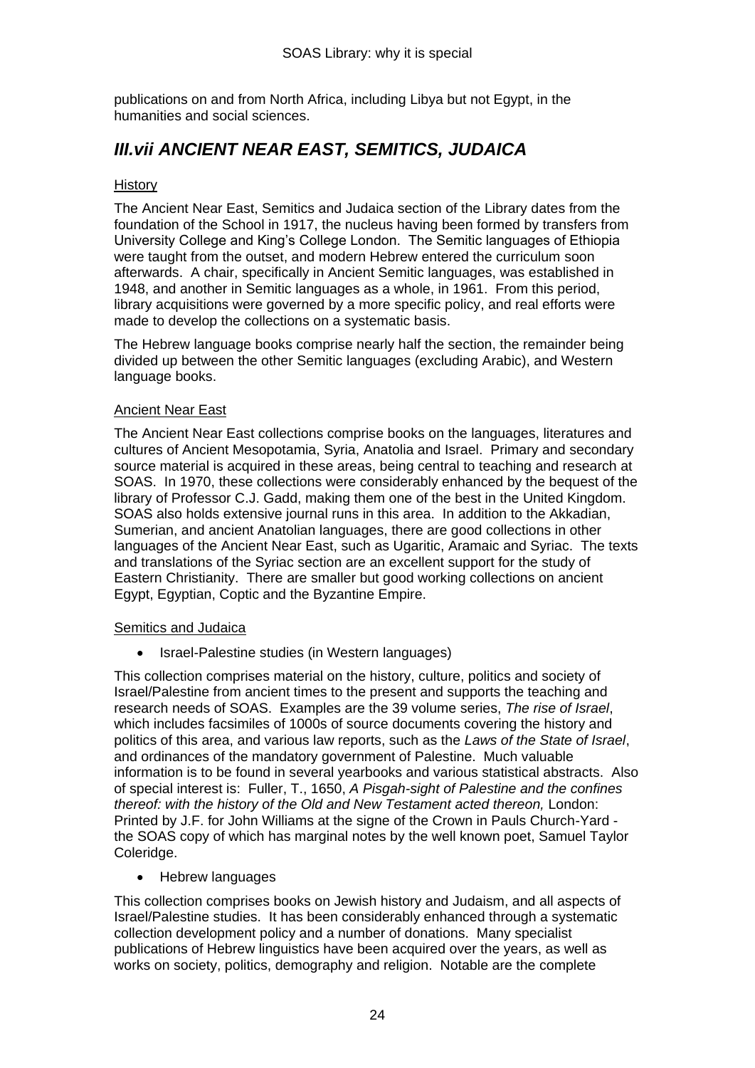publications on and from North Africa, including Libya but not Egypt, in the humanities and social sciences.

## *III.vii ANCIENT NEAR EAST, SEMITICS, JUDAICA*

History

The Ancient Near East, Semitics and Judaica section of the Library dates from the foundation of the School in 1917, the nucleus having been formed by transfers from University College and King's College London. The Semitic languages of Ethiopia were taught from the outset, and modern Hebrew entered the curriculum soon afterwards. A chair, specifically in Ancient Semitic languages, was established in 1948, and another in Semitic languages as a whole, in 1961. From this period, library acquisitions were governed by a more specific policy, and real efforts were made to develop the collections on a systematic basis.

The Hebrew language books comprise nearly half the section, the remainder being divided up between the other Semitic languages (excluding Arabic), and Western language books.

Ancient Near East

The Ancient Near East collections comprise books on the languages, literatures and cultures of Ancient Mesopotamia, Syria, Anatolia and Israel. Primary and secondary source material is acquired in these areas, being central to teaching and research at SOAS. In 1970, these collections were considerably enhanced by the bequest of the library of Professor C.J. Gadd, making them one of the best in the United Kingdom. SOAS also holds extensive journal runs in this area. In addition to the Akkadian, Sumerian, and ancient Anatolian languages, there are good collections in other languages of the Ancient Near East, such as Ugaritic, Aramaic and Syriac. The texts and translations of the Syriac section are an excellent support for the study of Eastern Christianity. There are smaller but good working collections on ancient Egypt, Egyptian, Coptic and the Byzantine Empire.

Semitics and Judaica

- Israel-Palestine studies (in Western languages)

This collection comprises material on the history, culture, politics and society of Israel/Palestine from ancient times to the present and supports the teaching and research needs of SOAS. Examples are the 39 volume series, *The rise of Israel*, which includes facsimiles of 1000s of source documents covering the history and politics of this area, and various law reports, such as the *Laws of the State of Israel*, and ordinances of the mandatory government of Palestine. Much valuable information is to be found in several yearbooks and various statistical abstracts. Also of special interest is: Fuller, T., 1650, *A Pisgah-sight of Palestine and the confines thereof: with the history of the Old and New Testament acted thereon,* London: Printed by J.F. for John Williams at the signe of the Crown in Pauls Church-Yard - the SOAS copy of which has marginal notes by the well known poet, Samuel Taylor Coleridge.

- Hebrew languages

This collection comprises books on Jewish history and Judaism, and all aspects of Israel/Palestine studies. It has been considerably enhanced through a systematic collection development policy and a number of donations. Many specialist publications of Hebrew linguistics have been acquired over the years, as well as works on society, politics, demography and religion. Notable are the complete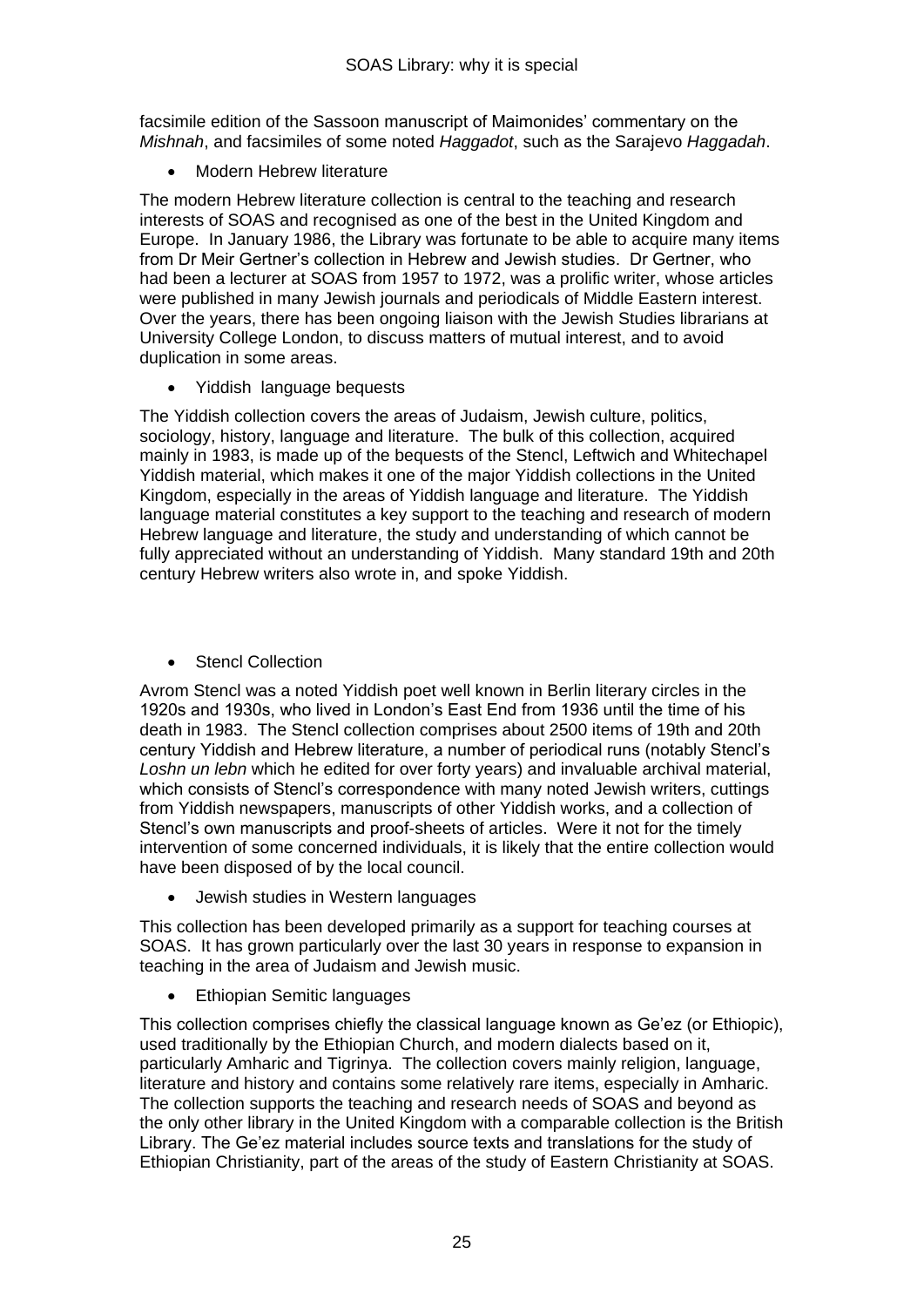facsimile edition of the Sassoon manuscript of Maimonides' commentary on the *Mishnah*, and facsimiles of some noted *Haggadot*, such as the Sarajevo *Haggadah*.

- Modern Hebrew literature

The modern Hebrew literature collection is central to the teaching and research interests of SOAS and recognised as one of the best in the United Kingdom and Europe. In January 1986, the Library was fortunate to be able to acquire many items from Dr Meir Gertner's collection in Hebrew and Jewish studies. Dr Gertner, who had been a lecturer at SOAS from 1957 to 1972, was a prolific writer, whose articles were published in many Jewish journals and periodicals of Middle Eastern interest. Over the years, there has been ongoing liaison with the Jewish Studies librarians at University College London, to discuss matters of mutual interest, and to avoid duplication in some areas.

- Yiddish language bequests

The Yiddish collection covers the areas of Judaism, Jewish culture, politics, sociology, history, language and literature. The bulk of this collection, acquired mainly in 1983, is made up of the bequests of the Stencl, Leftwich and Whitechapel Yiddish material, which makes it one of the major Yiddish collections in the United Kingdom, especially in the areas of Yiddish language and literature. The Yiddish language material constitutes a key support to the teaching and research of modern Hebrew language and literature, the study and understanding of which cannot be fully appreciated without an understanding of Yiddish. Many standard 19th and 20th century Hebrew writers also wrote in, and spoke Yiddish.

- Stencl Collection

Avrom Stencl was a noted Yiddish poet well known in Berlin literary circles in the 1920s and 1930s, who lived in London's East End from 1936 until the time of his death in 1983. The Stencl collection comprises about 2500 items of 19th and 20th century Yiddish and Hebrew literature, a number of periodical runs (notably Stencl's *Loshn un lebn* which he edited for over forty years) and invaluable archival material, which consists of Stencl's correspondence with many noted Jewish writers, cuttings from Yiddish newspapers, manuscripts of other Yiddish works, and a collection of Stencl's own manuscripts and proof-sheets of articles. Were it not for the timely intervention of some concerned individuals, it is likely that the entire collection would have been disposed of by the local council.

- Jewish studies in Western languages

This collection has been developed primarily as a support for teaching courses at SOAS. It has grown particularly over the last 30 years in response to expansion in teaching in the area of Judaism and Jewish music.

- Ethiopian Semitic languages

This collection comprises chiefly the classical language known as Ge'ez (or Ethiopic), used traditionally by the Ethiopian Church, and modern dialects based on it, particularly Amharic and Tigrinya. The collection covers mainly religion, language, literature and history and contains some relatively rare items, especially in Amharic. The collection supports the teaching and research needs of SOAS and beyond as the only other library in the United Kingdom with a comparable collection is the British Library. The Ge'ez material includes source texts and translations for the study of Ethiopian Christianity, part of the areas of the study of Eastern Christianity at SOAS.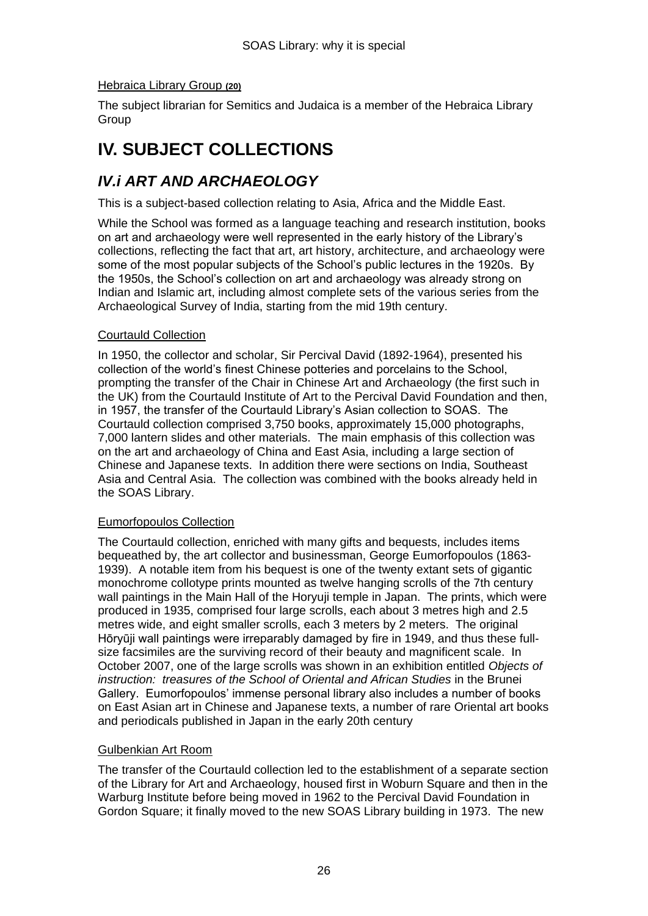Hebraica Library Group (20)

The subject librarian for Semitics and Judaica is a member of the Hebraica Library Group

# IV. SUBJECT COLLECTIONS

## *IV.i ART AND ARCHAEOLOGY*

This is a subject-based collection relating to Asia, Africa and the Middle East.

While the School was formed as a language teaching and research institution, books on art and archaeology were well represented in the early history of the Library's collections, reflecting the fact that art, art history, architecture, and archaeology were some of the most popular subjects of the School's public lectures in the 1920s. By the 1950s, the School's collection on art and archaeology was already strong on Indian and Islamic art, including almost complete sets of the various series from the Archaeological Survey of India, starting from the mid 19th century.

Courtauld Collection

In 1950, the collector and scholar, Sir Percival David (1892-1964), presented his collection of the world's finest Chinese potteries and porcelains to the School, prompting the transfer of the Chair in Chinese Art and Archaeology (the first such in the UK) from the Courtauld Institute of Art to the Percival David Foundation and then, in 1957, the transfer of the Courtauld Library's Asian collection to SOAS. The Courtauld collection comprised 3,750 books, approximately 15,000 photographs, 7,000 lantern slides and other materials. The main emphasis of this collection was on the art and archaeology of China and East Asia, including a large section of Chinese and Japanese texts. In addition there were sections on India, Southeast Asia and Central Asia. The collection was combined with the books already held in the SOAS Library.

Eumorfopoulos Collection

The Courtauld collection, enriched with many gifts and bequests, includes items bequeathed by, the art collector and businessman, George Eumorfopoulos (1863-1939). A notable item from his bequest is one of the twenty extant sets of gigantic monochrome collotype prints mounted as twelve hanging scrolls of the 7th century wall paintings in the Main Hall of the Horyuji temple in Japan. The prints, which were produced in 1935, comprised four large scrolls, each about 3 metres high and 2.5 metres wide, and eight smaller scrolls, each 3 meters by 2 meters. The original Hōryūji wall paintings were irreparably damaged by fire in 1949, and thus these full-size facsimiles are the surviving record of their beauty and magnificent scale. In October 2007, one of the large scrolls was shown in an exhibition entitled *Objects of instruction: treasures of the School of Oriental and African Studies* in the Brunei Gallery. Eumorfopoulos' immense personal library also includes a number of books on East Asian art in Chinese and Japanese texts, a number of rare Oriental art books and periodicals published in Japan in the early 20th century

Gulbenkian Art Room

The transfer of the Courtauld collection led to the establishment of a separate section of the Library for Art and Archaeology, housed first in Woburn Square and then in the Warburg Institute before being moved in 1962 to the Percival David Foundation in Gordon Square; it finally moved to the new SOAS Library building in 1973. The new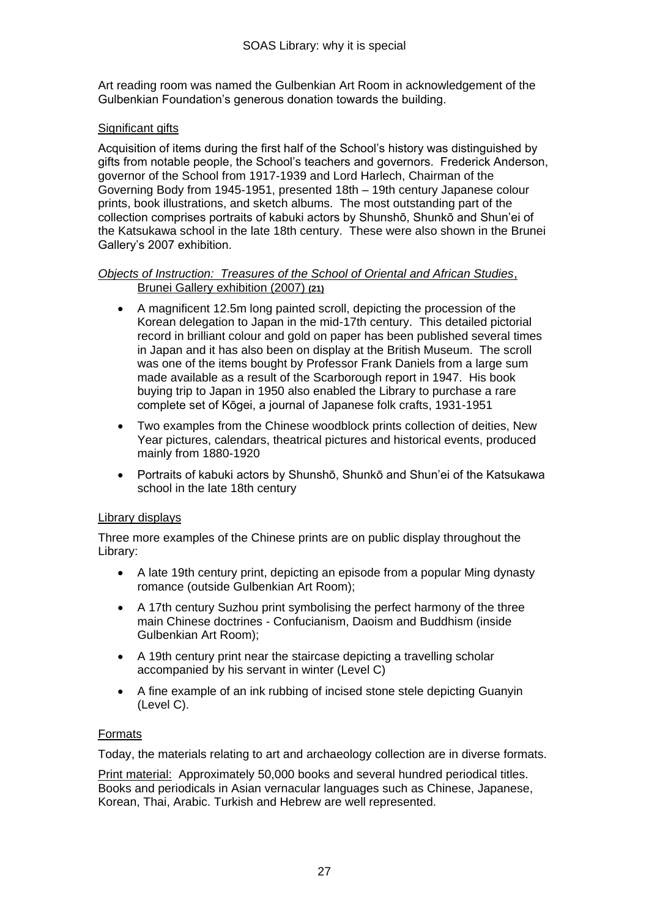Art reading room was named the Gulbenkian Art Room in acknowledgement of the Gulbenkian Foundation's generous donation towards the building.

Significant gifts

Acquisition of items during the first half of the School's history was distinguished by gifts from notable people, the School's teachers and governors. Frederick Anderson, governor of the School from 1917-1939 and Lord Harlech, Chairman of the Governing Body from 1945-1951, presented 18th – 19th century Japanese colour prints, book illustrations, and sketch albums. The most outstanding part of the collection comprises portraits of kabuki actors by Shunshō, Shunkō and Shun'ei of the Katsukawa school in the late 18th century. These were also shown in the Brunei Gallery's 2007 exhibition.

*Objects of Instruction: Treasures of the School of Oriental and African Studies*, Brunei Gallery exhibition (2007) **(21)**

- A magnificent 12.5m long painted scroll, depicting the procession of the Korean delegation to Japan in the mid-17th century. This detailed pictorial record in brilliant colour and gold on paper has been published several times in Japan and it has also been on display at the British Museum. The scroll was one of the items bought by Professor Frank Daniels from a large sum made available as a result of the Scarborough report in 1947. His book buying trip to Japan in 1950 also enabled the Library to purchase a rare complete set of Kōgei, a journal of Japanese folk crafts, 1931-1951
- Two examples from the Chinese woodblock prints collection of deities, New Year pictures, calendars, theatrical pictures and historical events, produced mainly from 1880-1920
- Portraits of kabuki actors by Shunshō, Shunkō and Shun'ei of the Katsukawa school in the late 18th century

Library displays

Three more examples of the Chinese prints are on public display throughout the Library:

- A late 19th century print, depicting an episode from a popular Ming dynasty romance (outside Gulbenkian Art Room);
- A 17th century Suzhou print symbolising the perfect harmony of the three main Chinese doctrines - Confucianism, Daoism and Buddhism (inside Gulbenkian Art Room);
- A 19th century print near the staircase depicting a travelling scholar accompanied by his servant in winter (Level C)
- A fine example of an ink rubbing of incised stone stele depicting Guanyin (Level C).

Formats

Today, the materials relating to art and archaeology collection are in diverse formats.

Print material: Approximately 50,000 books and several hundred periodical titles. Books and periodicals in Asian vernacular languages such as Chinese, Japanese, Korean, Thai, Arabic. Turkish and Hebrew are well represented.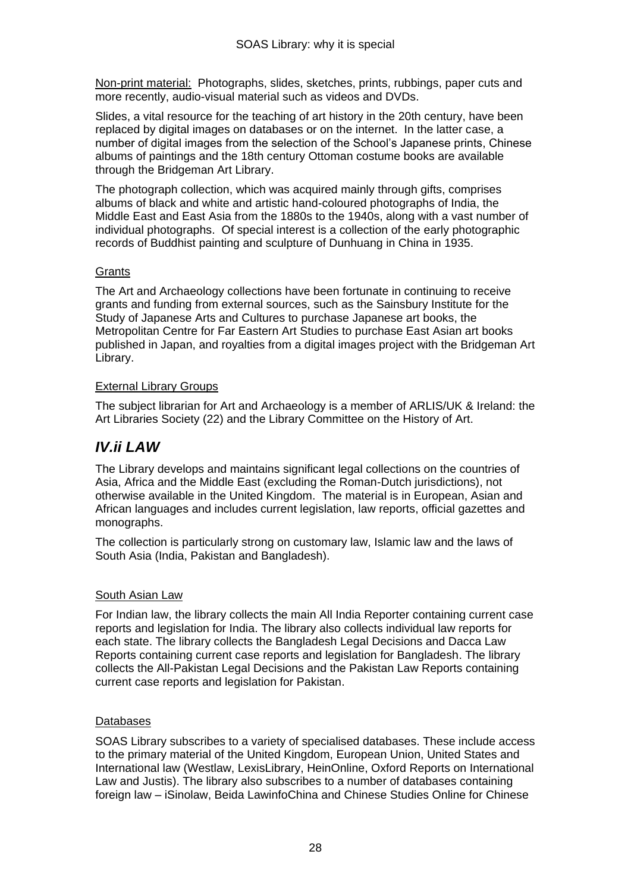Non-print material: Photographs, slides, sketches, prints, rubbings, paper cuts and more recently, audio-visual material such as videos and DVDs.

Slides, a vital resource for the teaching of art history in the 20th century, have been replaced by digital images on databases or on the internet. In the latter case, a number of digital images from the selection of the School's Japanese prints, Chinese albums of paintings and the 18th century Ottoman costume books are available through the Bridgeman Art Library.

The photograph collection, which was acquired mainly through gifts, comprises albums of black and white and artistic hand-coloured photographs of India, the Middle East and East Asia from the 1880s to the 1940s, along with a vast number of individual photographs. Of special interest is a collection of the early photographic records of Buddhist painting and sculpture of Dunhuang in China in 1935.

Grants

The Art and Archaeology collections have been fortunate in continuing to receive grants and funding from external sources, such as the Sainsbury Institute for the Study of Japanese Arts and Cultures to purchase Japanese art books, the Metropolitan Centre for Far Eastern Art Studies to purchase East Asian art books published in Japan, and royalties from a digital images project with the Bridgeman Art Library.

External Library Groups

The subject librarian for Art and Archaeology is a member of ARLIS/UK & Ireland: the Art Libraries Society (22) and the Library Committee on the History of Art.

## *IV.ii LAW*

The Library develops and maintains significant legal collections on the countries of Asia, Africa and the Middle East (excluding the Roman-Dutch jurisdictions), not otherwise available in the United Kingdom. The material is in European, Asian and African languages and includes current legislation, law reports, official gazettes and monographs.

The collection is particularly strong on customary law, Islamic law and the laws of South Asia (India, Pakistan and Bangladesh).

South Asian Law

For Indian law, the library collects the main All India Reporter containing current case reports and legislation for India. The library also collects individual law reports for each state. The library collects the Bangladesh Legal Decisions and Dacca Law Reports containing current case reports and legislation for Bangladesh. The library collects the All-Pakistan Legal Decisions and the Pakistan Law Reports containing current case reports and legislation for Pakistan.

Databases

SOAS Library subscribes to a variety of specialised databases. These include access to the primary material of the United Kingdom, European Union, United States and International law (Westlaw, LexisLibrary, HeinOnline, Oxford Reports on International Law and Justis). The library also subscribes to a number of databases containing foreign law – iSinolaw, Beida LawinfoChina and Chinese Studies Online for Chinese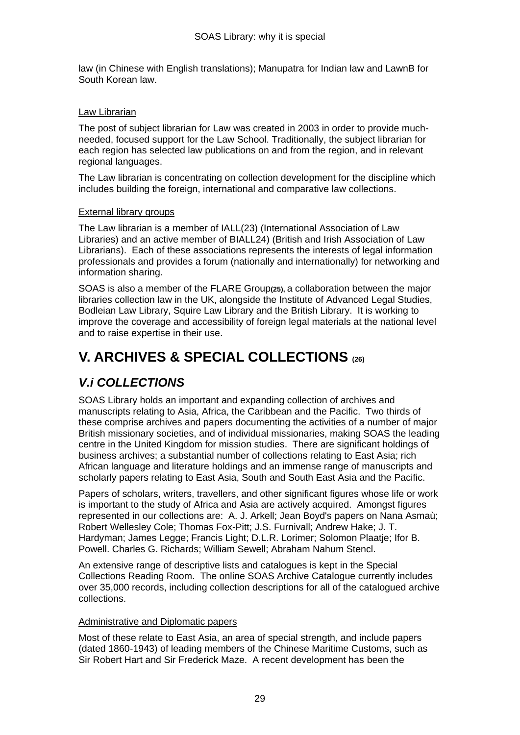law (in Chinese with English translations); Manupatra for Indian law and LawnB for South Korean law.

Law Librarian

The post of subject librarian for Law was created in 2003 in order to provide much-needed, focused support for the Law School. Traditionally, the subject librarian for each region has selected law publications on and from the region, and in relevant regional languages.

The Law librarian is concentrating on collection development for the discipline which includes building the foreign, international and comparative law collections.

External library groups

The Law librarian is a member of IALL(23) (International Association of Law Libraries) and an active member of BIALL24) (British and Irish Association of Law Librarians). Each of these associations represents the interests of legal information professionals and provides a forum (nationally and internationally) for networking and information sharing.

SOAS is also a member of the FLARE Group**(25)**, a collaboration between the major libraries collection law in the UK, alongside the Institute of Advanced Legal Studies, Bodleian Law Library, Squire Law Library and the British Library. It is working to improve the coverage and accessibility of foreign legal materials at the national level and to raise expertise in their use.

# V. ARCHIVES & SPECIAL COLLECTIONS (26)

## *V.i COLLECTIONS*

SOAS Library holds an important and expanding collection of archives and manuscripts relating to Asia, Africa, the Caribbean and the Pacific. Two thirds of these comprise archives and papers documenting the activities of a number of major British missionary societies, and of individual missionaries, making SOAS the leading centre in the United Kingdom for mission studies. There are significant holdings of business archives; a substantial number of collections relating to East Asia; rich African language and literature holdings and an immense range of manuscripts and scholarly papers relating to East Asia, South and South East Asia and the Pacific.

Papers of scholars, writers, travellers, and other significant figures whose life or work is important to the study of Africa and Asia are actively acquired. Amongst figures represented in our collections are: A. J. Arkell; Jean Boyd's papers on Nana Asmaù; Robert Wellesley Cole; Thomas Fox-Pitt; J.S. Furnivall; Andrew Hake; J. T. Hardyman; James Legge; Francis Light; D.L.R. Lorimer; Solomon Plaatje; Ifor B. Powell. Charles G. Richards; William Sewell; Abraham Nahum Stencl.

An extensive range of descriptive lists and catalogues is kept in the Special Collections Reading Room. The online SOAS Archive Catalogue currently includes over 35,000 records, including collection descriptions for all of the catalogued archive collections.

Administrative and Diplomatic papers

Most of these relate to East Asia, an area of special strength, and include papers (dated 1860-1943) of leading members of the Chinese Maritime Customs, such as Sir Robert Hart and Sir Frederick Maze. A recent development has been the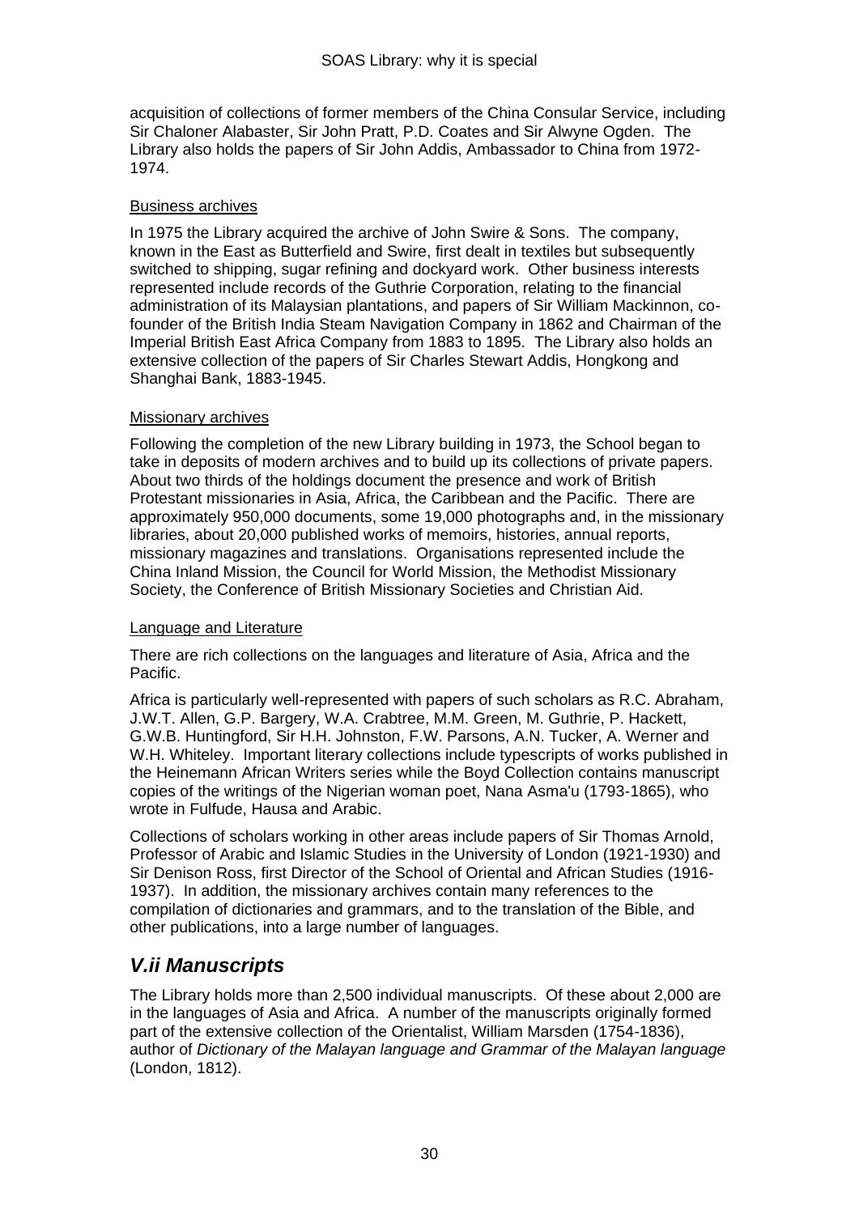acquisition of collections of former members of the China Consular Service, including Sir Chaloner Alabaster, Sir John Pratt, P.D. Coates and Sir Alwyne Ogden. The Library also holds the papers of Sir John Addis, Ambassador to China from 1972-1974.

Business archives

In 1975 the Library acquired the archive of John Swire & Sons. The company, known in the East as Butterfield and Swire, first dealt in textiles but subsequently switched to shipping, sugar refining and dockyard work. Other business interests represented include records of the Guthrie Corporation, relating to the financial administration of its Malaysian plantations, and papers of Sir William Mackinnon, co-founder of the British India Steam Navigation Company in 1862 and Chairman of the Imperial British East Africa Company from 1883 to 1895. The Library also holds an extensive collection of the papers of Sir Charles Stewart Addis, Hongkong and Shanghai Bank, 1883-1945.

Missionary archives

Following the completion of the new Library building in 1973, the School began to take in deposits of modern archives and to build up its collections of private papers. About two thirds of the holdings document the presence and work of British Protestant missionaries in Asia, Africa, the Caribbean and the Pacific. There are approximately 950,000 documents, some 19,000 photographs and, in the missionary libraries, about 20,000 published works of memoirs, histories, annual reports, missionary magazines and translations. Organisations represented include the China Inland Mission, the Council for World Mission, the Methodist Missionary Society, the Conference of British Missionary Societies and Christian Aid.

Language and Literature

There are rich collections on the languages and literature of Asia, Africa and the Pacific.

Africa is particularly well-represented with papers of such scholars as R.C. Abraham, J.W.T. Allen, G.P. Bargery, W.A. Crabtree, M.M. Green, M. Guthrie, P. Hackett, G.W.B. Huntingford, Sir H.H. Johnston, F.W. Parsons, A.N. Tucker, A. Werner and W.H. Whiteley. Important literary collections include typescripts of works published in the Heinemann African Writers series while the Boyd Collection contains manuscript copies of the writings of the Nigerian woman poet, Nana Asma'u (1793-1865), who wrote in Fulfude, Hausa and Arabic.

Collections of scholars working in other areas include papers of Sir Thomas Arnold, Professor of Arabic and Islamic Studies in the University of London (1921-1930) and Sir Denison Ross, first Director of the School of Oriental and African Studies (1916-1937). In addition, the missionary archives contain many references to the compilation of dictionaries and grammars, and to the translation of the Bible, and other publications, into a large number of languages.

## *V.ii Manuscripts*

The Library holds more than 2,500 individual manuscripts. Of these about 2,000 are in the languages of Asia and Africa. A number of the manuscripts originally formed part of the extensive collection of the Orientalist, William Marsden (1754-1836), author of *Dictionary of the Malayan language and Grammar of the Malayan language* (London, 1812).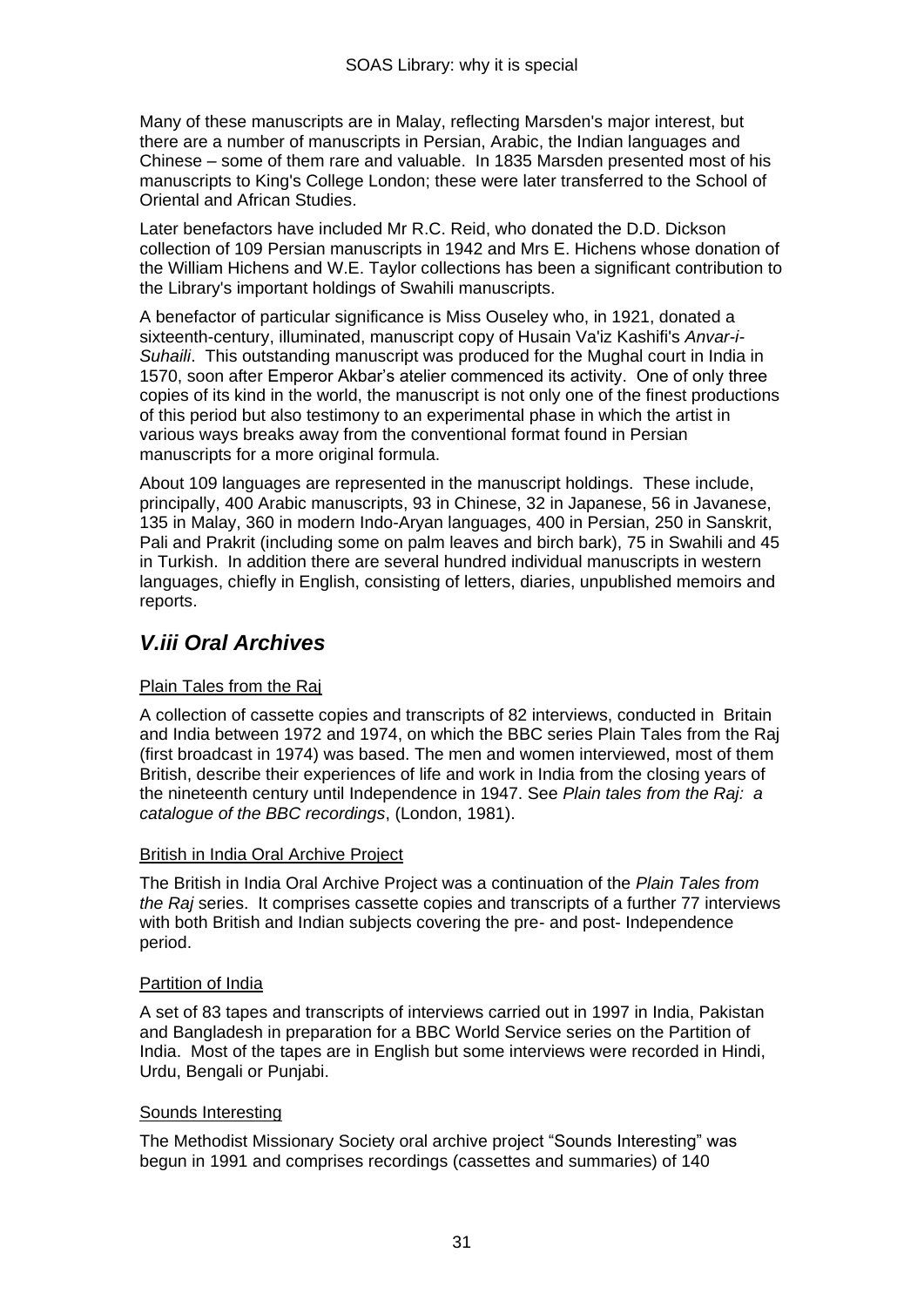Many of these manuscripts are in Malay, reflecting Marsden's major interest, but there are a number of manuscripts in Persian, Arabic, the Indian languages and Chinese – some of them rare and valuable. In 1835 Marsden presented most of his manuscripts to King's College London; these were later transferred to the School of Oriental and African Studies.

Later benefactors have included Mr R.C. Reid, who donated the D.D. Dickson collection of 109 Persian manuscripts in 1942 and Mrs E. Hichens whose donation of the William Hichens and W.E. Taylor collections has been a significant contribution to the Library's important holdings of Swahili manuscripts.

A benefactor of particular significance is Miss Ouseley who, in 1921, donated a sixteenth-century, illuminated, manuscript copy of Husain Va'iz Kashifi's *Anvar-i-Suhaili*. This outstanding manuscript was produced for the Mughal court in India in 1570, soon after Emperor Akbar's atelier commenced its activity. One of only three copies of its kind in the world, the manuscript is not only one of the finest productions of this period but also testimony to an experimental phase in which the artist in various ways breaks away from the conventional format found in Persian manuscripts for a more original formula.

About 109 languages are represented in the manuscript holdings. These include, principally, 400 Arabic manuscripts, 93 in Chinese, 32 in Japanese, 56 in Javanese, 135 in Malay, 360 in modern Indo-Aryan languages, 400 in Persian, 250 in Sanskrit, Pali and Prakrit (including some on palm leaves and birch bark), 75 in Swahili and 45 in Turkish. In addition there are several hundred individual manuscripts in western languages, chiefly in English, consisting of letters, diaries, unpublished memoirs and reports.

## *V.iii Oral Archives*

### Plain Tales from the Raj

A collection of cassette copies and transcripts of 82 interviews, conducted in Britain and India between 1972 and 1974, on which the BBC series Plain Tales from the Raj (first broadcast in 1974) was based. The men and women interviewed, most of them British, describe their experiences of life and work in India from the closing years of the nineteenth century until Independence in 1947. See *Plain tales from the Raj: a catalogue of the BBC recordings*, (London, 1981).

### British in India Oral Archive Project

The British in India Oral Archive Project was a continuation of the *Plain Tales from the Raj* series. It comprises cassette copies and transcripts of a further 77 interviews with both British and Indian subjects covering the pre- and post- Independence period.

### Partition of India

A set of 83 tapes and transcripts of interviews carried out in 1997 in India, Pakistan and Bangladesh in preparation for a BBC World Service series on the Partition of India. Most of the tapes are in English but some interviews were recorded in Hindi, Urdu, Bengali or Punjabi.

### Sounds Interesting

The Methodist Missionary Society oral archive project "Sounds Interesting" was begun in 1991 and comprises recordings (cassettes and summaries) of 140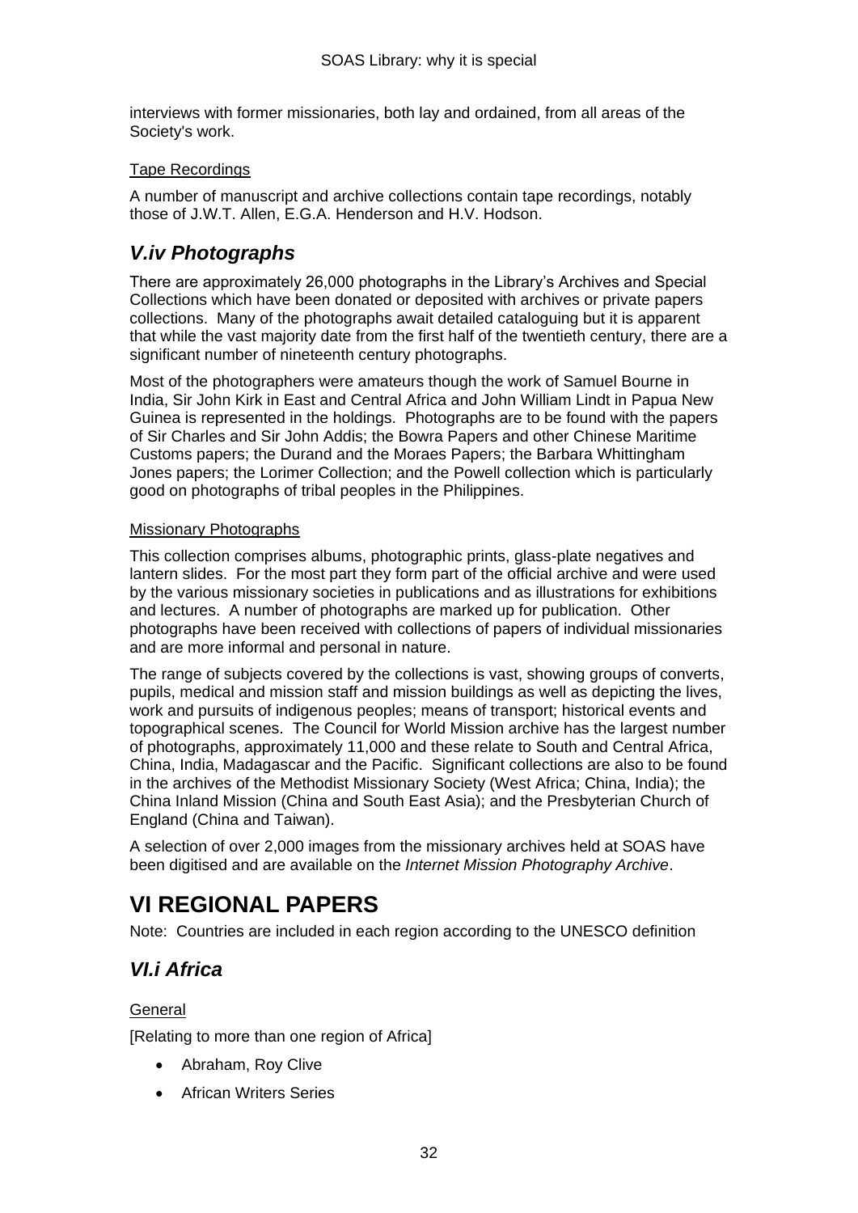interviews with former missionaries, both lay and ordained, from all areas of the Society's work.

Tape Recordings

A number of manuscript and archive collections contain tape recordings, notably those of J.W.T. Allen, E.G.A. Henderson and H.V. Hodson.

### *V.iv Photographs*

There are approximately 26,000 photographs in the Library's Archives and Special Collections which have been donated or deposited with archives or private papers collections. Many of the photographs await detailed cataloguing but it is apparent that while the vast majority date from the first half of the twentieth century, there are a significant number of nineteenth century photographs.

Most of the photographers were amateurs though the work of Samuel Bourne in India, Sir John Kirk in East and Central Africa and John William Lindt in Papua New Guinea is represented in the holdings. Photographs are to be found with the papers of Sir Charles and Sir John Addis; the Bowra Papers and other Chinese Maritime Customs papers; the Durand and the Moraes Papers; the Barbara Whittingham Jones papers; the Lorimer Collection; and the Powell collection which is particularly good on photographs of tribal peoples in the Philippines.

Missionary Photographs

This collection comprises albums, photographic prints, glass-plate negatives and lantern slides. For the most part they form part of the official archive and were used by the various missionary societies in publications and as illustrations for exhibitions and lectures. A number of photographs are marked up for publication. Other photographs have been received with collections of papers of individual missionaries and are more informal and personal in nature.

The range of subjects covered by the collections is vast, showing groups of converts, pupils, medical and mission staff and mission buildings as well as depicting the lives, work and pursuits of indigenous peoples; means of transport; historical events and topographical scenes. The Council for World Mission archive has the largest number of photographs, approximately 11,000 and these relate to South and Central Africa, China, India, Madagascar and the Pacific. Significant collections are also to be found in the archives of the Methodist Missionary Society (West Africa; China, India); the China Inland Mission (China and South East Asia); and the Presbyterian Church of England (China and Taiwan).

A selection of over 2,000 images from the missionary archives held at SOAS have been digitised and are available on the *Internet Mission Photography Archive*.

# VI REGIONAL PAPERS

Note: Countries are included in each region according to the UNESCO definition

### *VI.i Africa*

General

[Relating to more than one region of Africa]

- Abraham, Roy Clive
- African Writers Series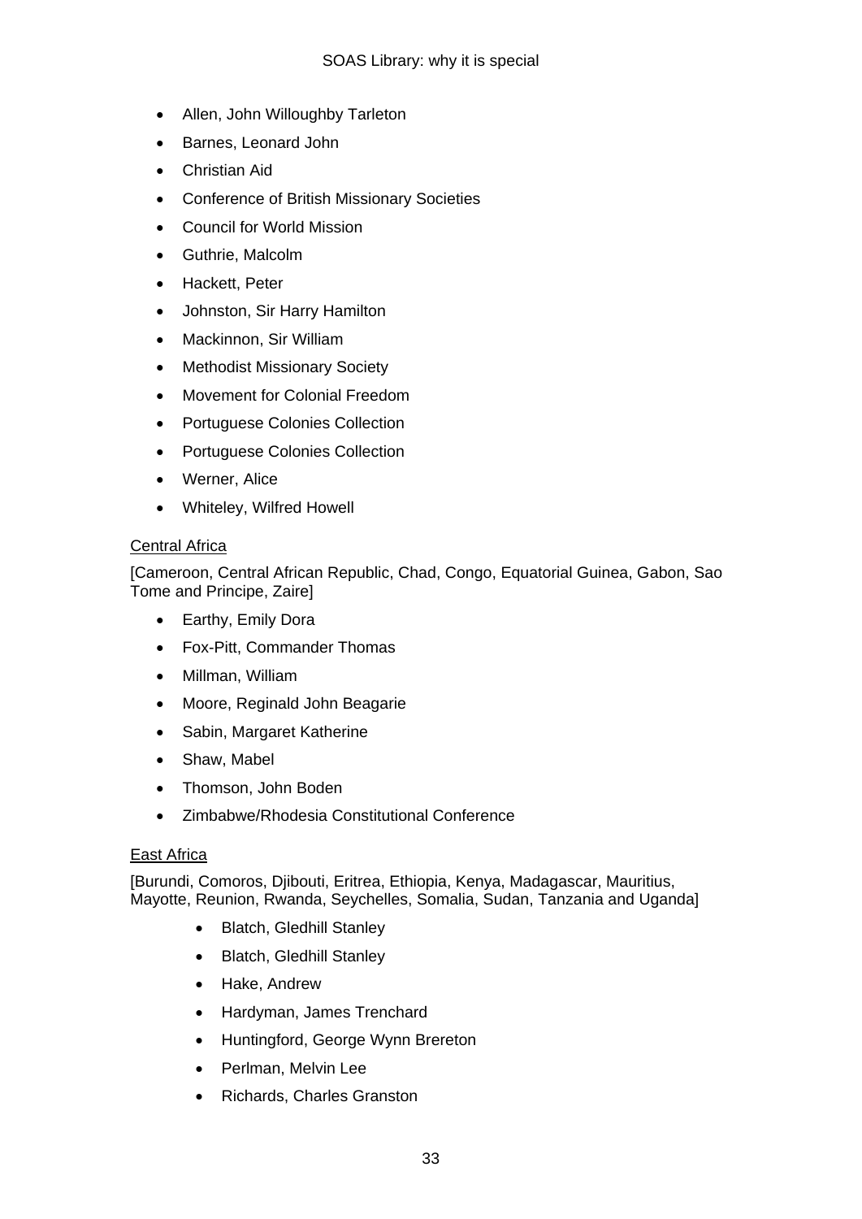- Allen, John Willoughby Tarleton
- Barnes, Leonard John
- Christian Aid
- Conference of British Missionary Societies
- Council for World Mission
- Guthrie, Malcolm
- Hackett, Peter
- Johnston, Sir Harry Hamilton
- Mackinnon, Sir William
- Methodist Missionary Society
- Movement for Colonial Freedom
- Portuguese Colonies Collection
- Portuguese Colonies Collection
- Werner, Alice
- Whiteley, Wilfred Howell

<u>Central Africa</u>

[Cameroon, Central African Republic, Chad, Congo, Equatorial Guinea, Gabon, Sao Tome and Principe, Zaire]

- Earthy, Emily Dora
- Fox-Pitt, Commander Thomas
- Millman, William
- Moore, Reginald John Beagarie
- Sabin, Margaret Katherine
- Shaw, Mabel
- Thomson, John Boden
- Zimbabwe/Rhodesia Constitutional Conference

<u>East Africa</u>

[Burundi, Comoros, Djibouti, Eritrea, Ethiopia, Kenya, Madagascar, Mauritius, Mayotte, Reunion, Rwanda, Seychelles, Somalia, Sudan, Tanzania and Uganda]

- Blatch, Gledhill Stanley
- Blatch, Gledhill Stanley
- Hake, Andrew
- Hardyman, James Trenchard
- Huntingford, George Wynn Brereton
- Perlman, Melvin Lee
- Richards, Charles Granston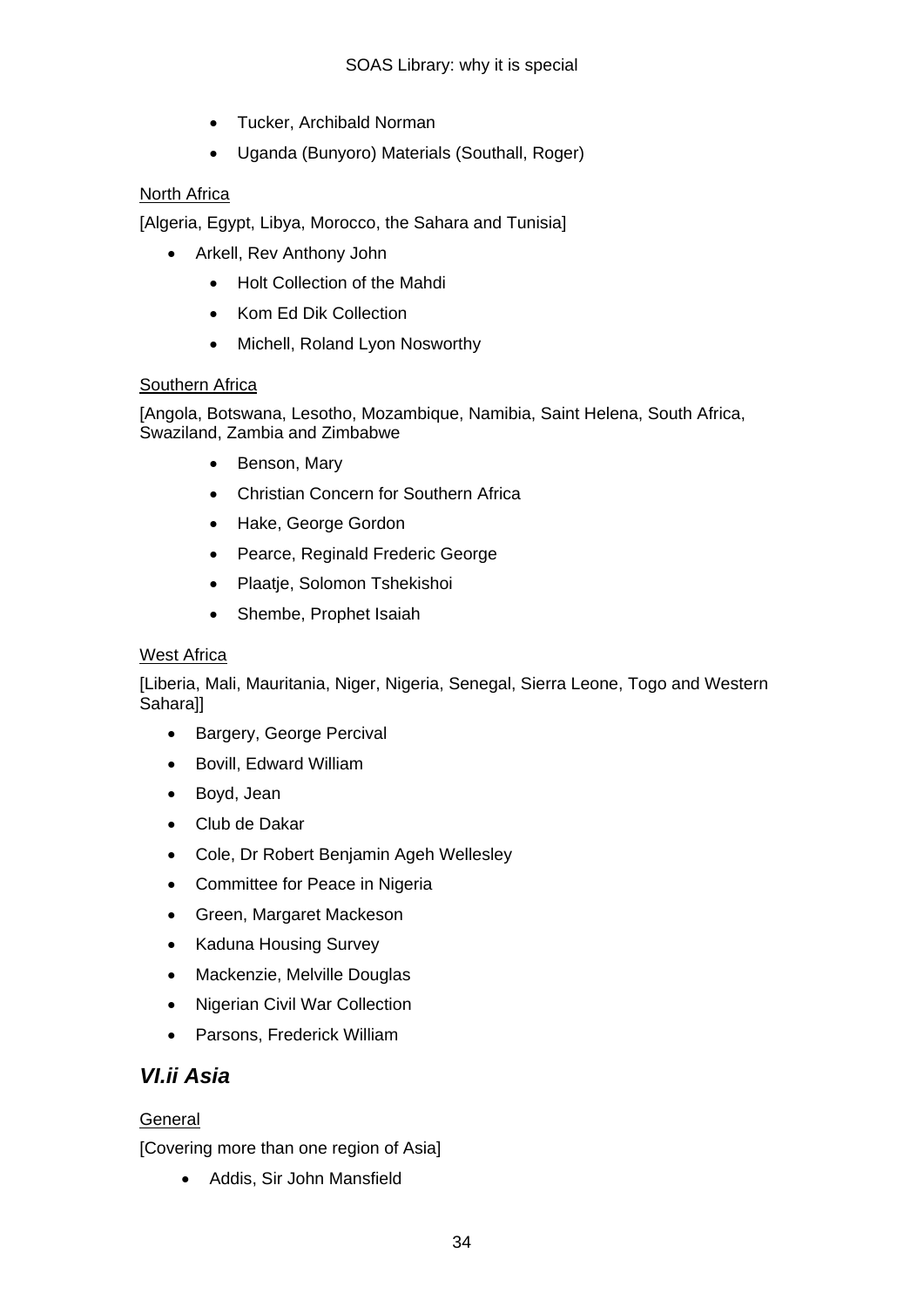- Tucker, Archibald Norman
- Uganda (Bunyoro) Materials (Southall, Roger)

North Africa

[Algeria, Egypt, Libya, Morocco, the Sahara and Tunisia]

- Arkell, Rev Anthony John
    - Holt Collection of the Mahdi
    - Kom Ed Dik Collection
    - Michell, Roland Lyon Nosworthy

Southern Africa

[Angola, Botswana, Lesotho, Mozambique, Namibia, Saint Helena, South Africa, Swaziland, Zambia and Zimbabwe

- Benson, Mary
- Christian Concern for Southern Africa
- Hake, George Gordon
- Pearce, Reginald Frederic George
- Plaatje, Solomon Tshekishoi
- Shembe, Prophet Isaiah

West Africa

[Liberia, Mali, Mauritania, Niger, Nigeria, Senegal, Sierra Leone, Togo and Western Sahara]]

- Bargery, George Percival
- Bovill, Edward William
- Boyd, Jean
- Club de Dakar
- Cole, Dr Robert Benjamin Ageh Wellesley
- Committee for Peace in Nigeria
- Green, Margaret Mackeson
- Kaduna Housing Survey
- Mackenzie, Melville Douglas
- Nigerian Civil War Collection
- Parsons, Frederick William

### *VI.ii Asia*

General

[Covering more than one region of Asia]

- Addis, Sir John Mansfield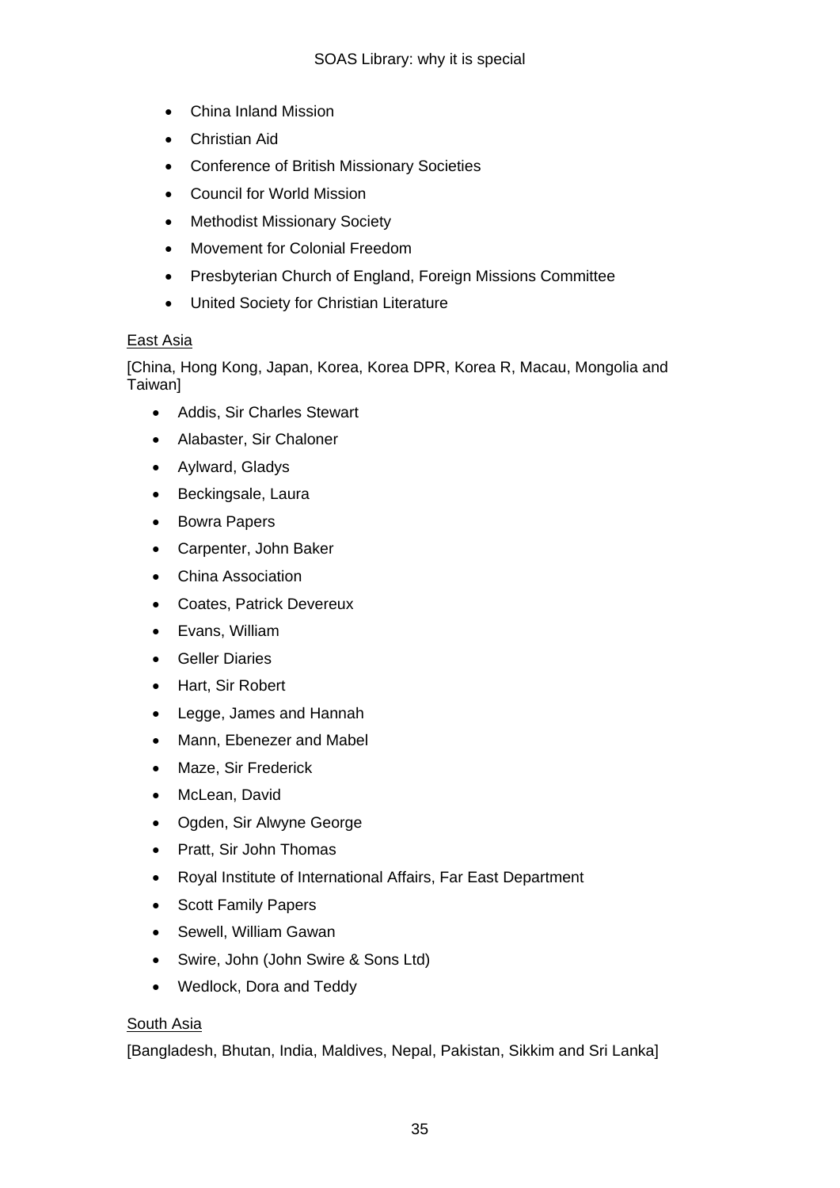- China Inland Mission
- Christian Aid
- Conference of British Missionary Societies
- Council for World Mission
- Methodist Missionary Society
- Movement for Colonial Freedom
- Presbyterian Church of England, Foreign Missions Committee
- United Society for Christian Literature

<u>East Asia</u>

[China, Hong Kong, Japan, Korea, Korea DPR, Korea R, Macau, Mongolia and Taiwan]

- Addis, Sir Charles Stewart
- Alabaster, Sir Chaloner
- Aylward, Gladys
- Beckingsale, Laura
- Bowra Papers
- Carpenter, John Baker
- China Association
- Coates, Patrick Devereux
- Evans, William
- Geller Diaries
- Hart, Sir Robert
- Legge, James and Hannah
- Mann, Ebenezer and Mabel
- Maze, Sir Frederick
- McLean, David
- Ogden, Sir Alwyne George
- Pratt, Sir John Thomas
- Royal Institute of International Affairs, Far East Department
- Scott Family Papers
- Sewell, William Gawan
- Swire, John (John Swire & Sons Ltd)
- Wedlock, Dora and Teddy

<u>South Asia</u>

[Bangladesh, Bhutan, India, Maldives, Nepal, Pakistan, Sikkim and Sri Lanka]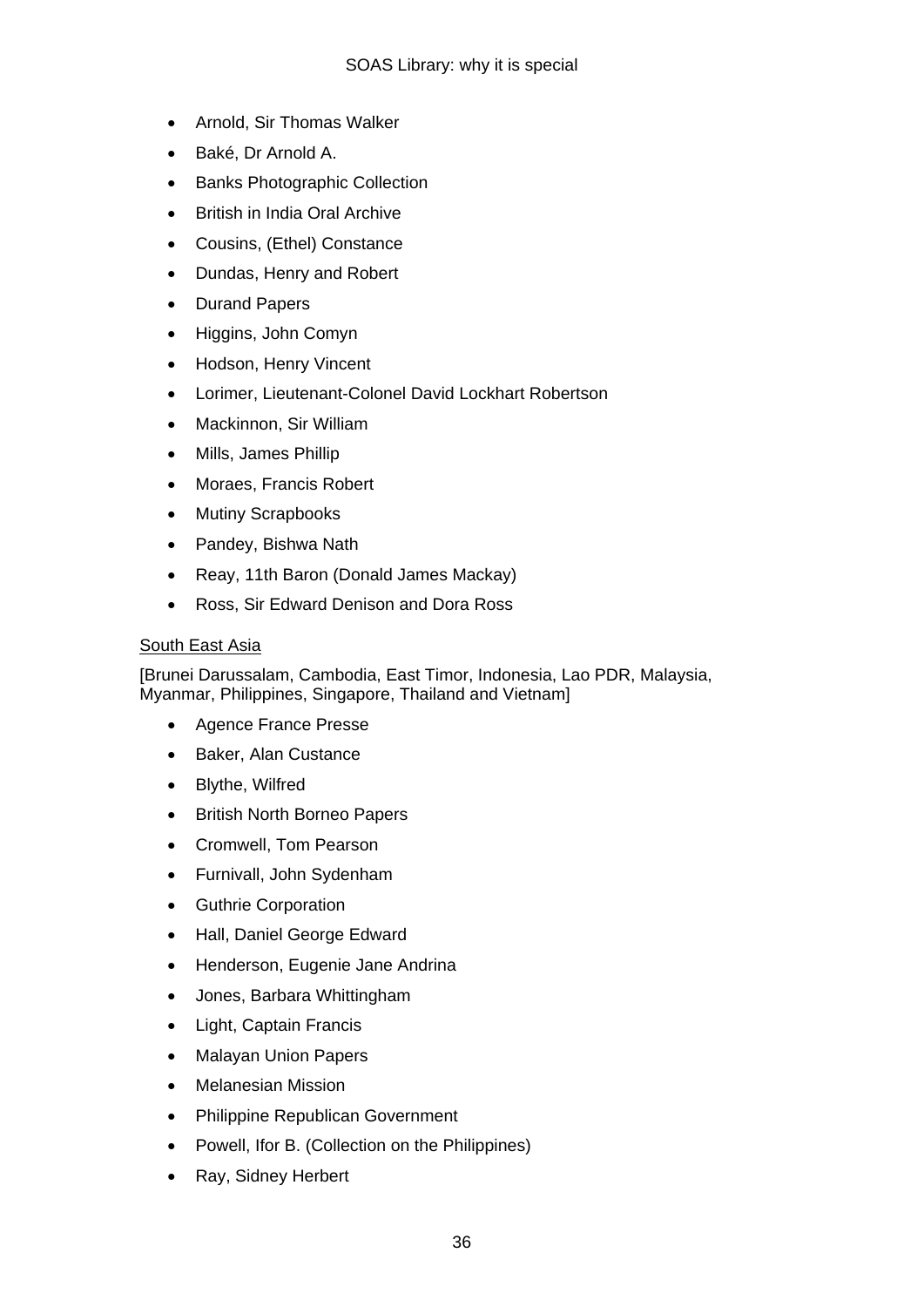- Arnold, Sir Thomas Walker
- Baké, Dr Arnold A.
- Banks Photographic Collection
- British in India Oral Archive
- Cousins, (Ethel) Constance
- Dundas, Henry and Robert
- Durand Papers
- Higgins, John Comyn
- Hodson, Henry Vincent
- Lorimer, Lieutenant-Colonel David Lockhart Robertson
- Mackinnon, Sir William
- Mills, James Phillip
- Moraes, Francis Robert
- Mutiny Scrapbooks
- Pandey, Bishwa Nath
- Reay, 11th Baron (Donald James Mackay)
- Ross, Sir Edward Denison and Dora Ross

<u>South East Asia</u>

[Brunei Darussalam, Cambodia, East Timor, Indonesia, Lao PDR, Malaysia, Myanmar, Philippines, Singapore, Thailand and Vietnam]

- Agence France Presse
- Baker, Alan Custance
- Blythe, Wilfred
- British North Borneo Papers
- Cromwell, Tom Pearson
- Furnivall, John Sydenham
- Guthrie Corporation
- Hall, Daniel George Edward
- Henderson, Eugenie Jane Andrina
- Jones, Barbara Whittingham
- Light, Captain Francis
- Malayan Union Papers
- Melanesian Mission
- Philippine Republican Government
- Powell, Ifor B. (Collection on the Philippines)
- Ray, Sidney Herbert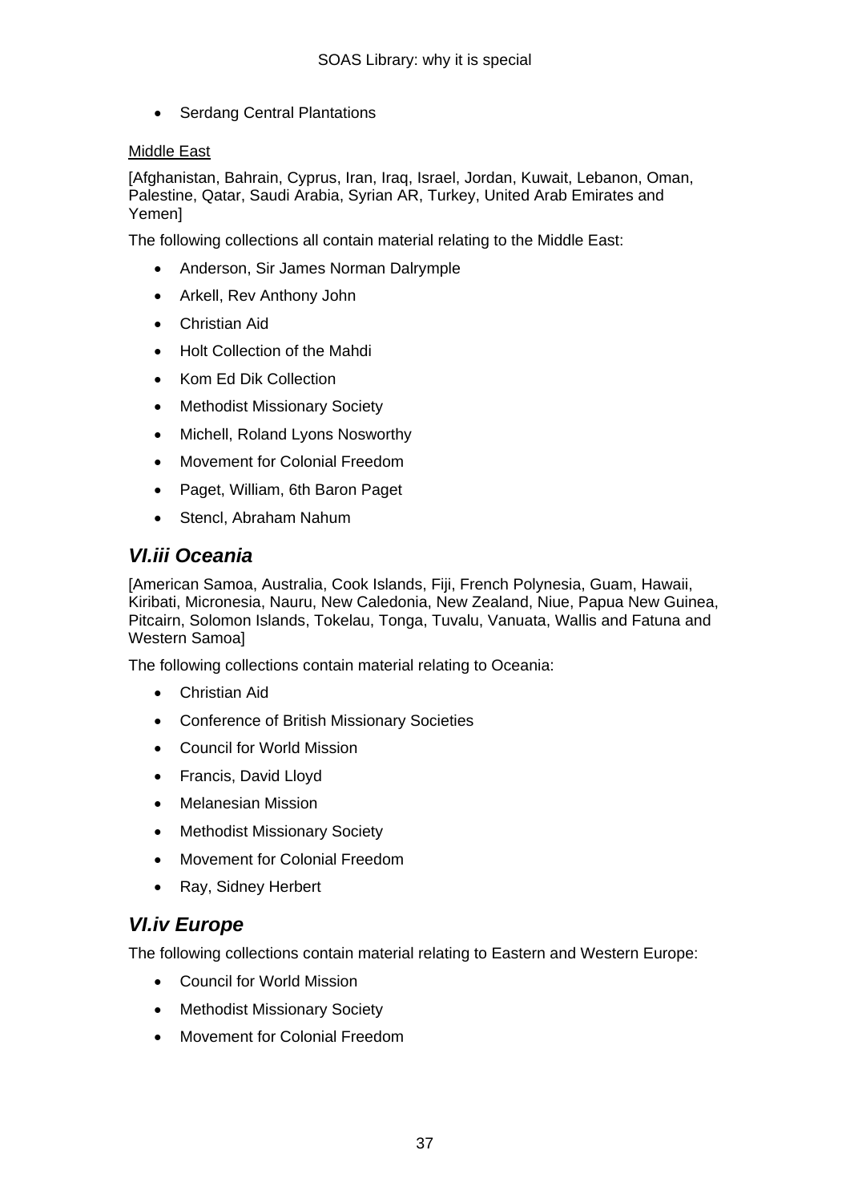- Serdang Central Plantations

Middle East

[Afghanistan, Bahrain, Cyprus, Iran, Iraq, Israel, Jordan, Kuwait, Lebanon, Oman, Palestine, Qatar, Saudi Arabia, Syrian AR, Turkey, United Arab Emirates and Yemen]

The following collections all contain material relating to the Middle East:

- Anderson, Sir James Norman Dalrymple
- Arkell, Rev Anthony John
- Christian Aid
- Holt Collection of the Mahdi
- Kom Ed Dik Collection
- Methodist Missionary Society
- Michell, Roland Lyons Nosworthy
- Movement for Colonial Freedom
- Paget, William, 6th Baron Paget
- Stencl, Abraham Nahum

## *VI.iii Oceania*

[American Samoa, Australia, Cook Islands, Fiji, French Polynesia, Guam, Hawaii, Kiribati, Micronesia, Nauru, New Caledonia, New Zealand, Niue, Papua New Guinea, Pitcairn, Solomon Islands, Tokelau, Tonga, Tuvalu, Vanuata, Wallis and Fatuna and Western Samoa]

The following collections contain material relating to Oceania:

- Christian Aid
- Conference of British Missionary Societies
- Council for World Mission
- Francis, David Lloyd
- Melanesian Mission
- Methodist Missionary Society
- Movement for Colonial Freedom
- Ray, Sidney Herbert

## *VI.iv Europe*

The following collections contain material relating to Eastern and Western Europe:

- Council for World Mission
- Methodist Missionary Society
- Movement for Colonial Freedom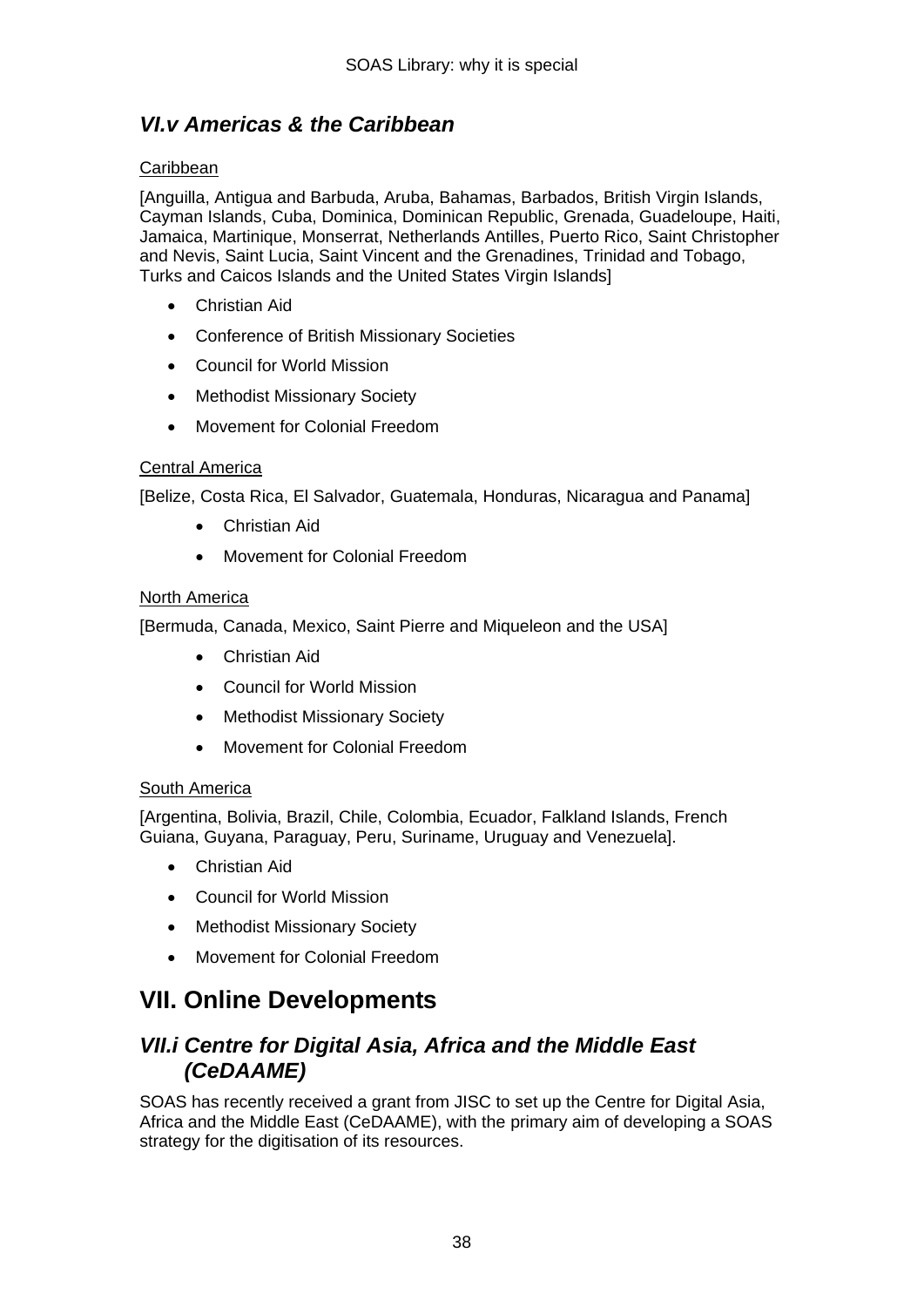### *VI.v Americas & the Caribbean*

Caribbean

[Anguilla, Antigua and Barbuda, Aruba, Bahamas, Barbados, British Virgin Islands, Cayman Islands, Cuba, Dominica, Dominican Republic, Grenada, Guadeloupe, Haiti, Jamaica, Martinique, Monserrat, Netherlands Antilles, Puerto Rico, Saint Christopher and Nevis, Saint Lucia, Saint Vincent and the Grenadines, Trinidad and Tobago, Turks and Caicos Islands and the United States Virgin Islands]

- Christian Aid
- Conference of British Missionary Societies
- Council for World Mission
- Methodist Missionary Society
- Movement for Colonial Freedom

Central America

[Belize, Costa Rica, El Salvador, Guatemala, Honduras, Nicaragua and Panama]

- Christian Aid
- Movement for Colonial Freedom

North America

[Bermuda, Canada, Mexico, Saint Pierre and Miqueleon and the USA]

- Christian Aid
- Council for World Mission
- Methodist Missionary Society
- Movement for Colonial Freedom

South America

[Argentina, Bolivia, Brazil, Chile, Colombia, Ecuador, Falkland Islands, French Guiana, Guyana, Paraguay, Peru, Suriname, Uruguay and Venezuela].

- Christian Aid
- Council for World Mission
- Methodist Missionary Society
- Movement for Colonial Freedom

## VII. Online Developments

### *VII.i Centre for Digital Asia, Africa and the Middle East (CeDAAME)*

SOAS has recently received a grant from JISC to set up the Centre for Digital Asia, Africa and the Middle East (CeDAAME), with the primary aim of developing a SOAS strategy for the digitisation of its resources.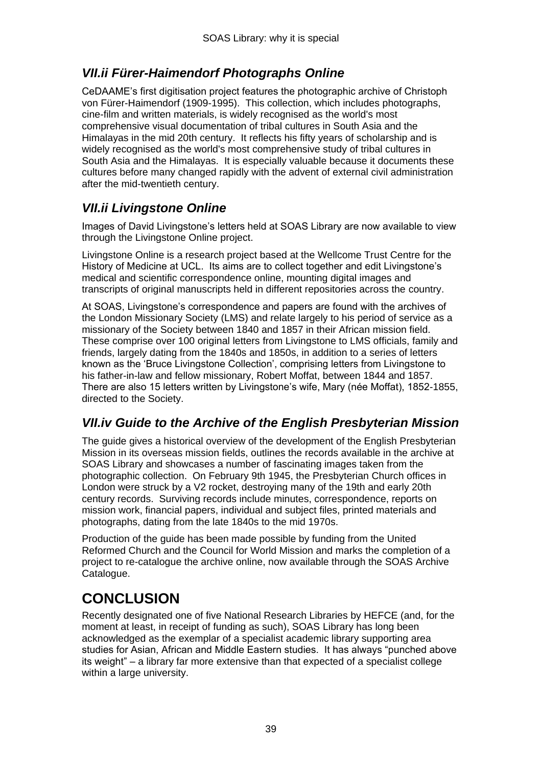### *VII.ii Fürer-Haimendorf Photographs Online*

CeDAAME's first digitisation project features the photographic archive of Christoph von Fürer-Haimendorf (1909-1995). This collection, which includes photographs, cine-film and written materials, is widely recognised as the world's most comprehensive visual documentation of tribal cultures in South Asia and the Himalayas in the mid 20th century. It reflects his fifty years of scholarship and is widely recognised as the world's most comprehensive study of tribal cultures in South Asia and the Himalayas. It is especially valuable because it documents these cultures before many changed rapidly with the advent of external civil administration after the mid-twentieth century.

### *VII.ii Livingstone Online*

Images of David Livingstone's letters held at SOAS Library are now available to view through the Livingstone Online project.

Livingstone Online is a research project based at the Wellcome Trust Centre for the History of Medicine at UCL. Its aims are to collect together and edit Livingstone's medical and scientific correspondence online, mounting digital images and transcripts of original manuscripts held in different repositories across the country.

At SOAS, Livingstone's correspondence and papers are found with the archives of the London Missionary Society (LMS) and relate largely to his period of service as a missionary of the Society between 1840 and 1857 in their African mission field. These comprise over 100 original letters from Livingstone to LMS officials, family and friends, largely dating from the 1840s and 1850s, in addition to a series of letters known as the 'Bruce Livingstone Collection', comprising letters from Livingstone to his father-in-law and fellow missionary, Robert Moffat, between 1844 and 1857. There are also 15 letters written by Livingstone's wife, Mary (née Moffat), 1852-1855, directed to the Society.

### *VII.iv Guide to the Archive of the English Presbyterian Mission*

The guide gives a historical overview of the development of the English Presbyterian Mission in its overseas mission fields, outlines the records available in the archive at SOAS Library and showcases a number of fascinating images taken from the photographic collection. On February 9th 1945, the Presbyterian Church offices in London were struck by a V2 rocket, destroying many of the 19th and early 20th century records. Surviving records include minutes, correspondence, reports on mission work, financial papers, individual and subject files, printed materials and photographs, dating from the late 1840s to the mid 1970s.

Production of the guide has been made possible by funding from the United Reformed Church and the Council for World Mission and marks the completion of a project to re-catalogue the archive online, now available through the SOAS Archive Catalogue.

## CONCLUSION

Recently designated one of five National Research Libraries by HEFCE (and, for the moment at least, in receipt of funding as such), SOAS Library has long been acknowledged as the exemplar of a specialist academic library supporting area studies for Asian, African and Middle Eastern studies. It has always "punched above its weight" – a library far more extensive than that expected of a specialist college within a large university.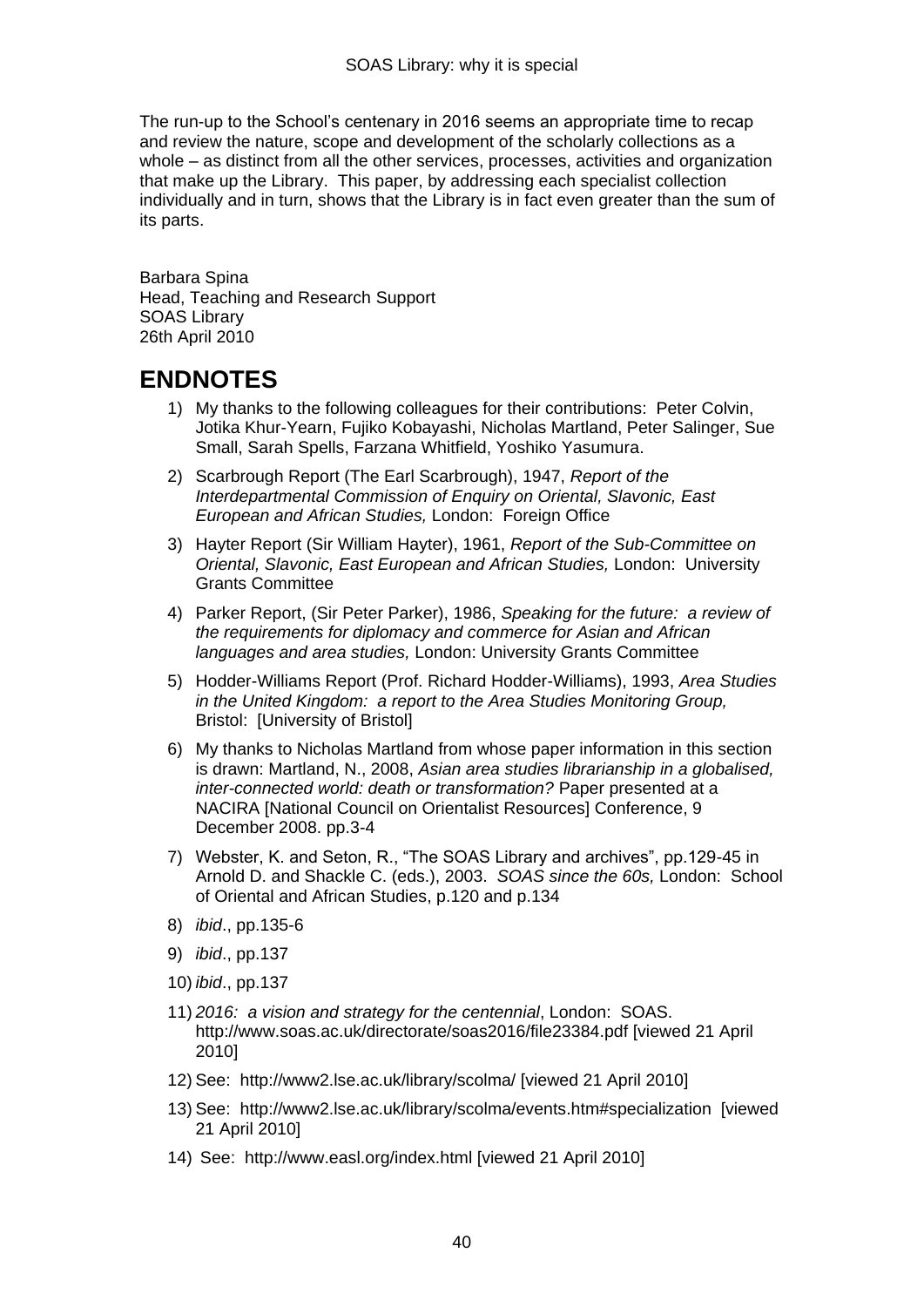The run-up to the School's centenary in 2016 seems an appropriate time to recap and review the nature, scope and development of the scholarly collections as a whole – as distinct from all the other services, processes, activities and organization that make up the Library. This paper, by addressing each specialist collection individually and in turn, shows that the Library is in fact even greater than the sum of its parts.

Barbara Spina
Head, Teaching and Research Support
SOAS Library
26th April 2010

## ENDNOTES

1) My thanks to the following colleagues for their contributions: Peter Colvin, Jotika Khur-Yearn, Fujiko Kobayashi, Nicholas Martland, Peter Salinger, Sue Small, Sarah Spells, Farzana Whitfield, Yoshiko Yasumura.
2) Scarbrough Report (The Earl Scarbrough), 1947, *Report of the Interdepartmental Commission of Enquiry on Oriental, Slavonic, East European and African Studies,* London: Foreign Office
3) Hayter Report (Sir William Hayter), 1961, *Report of the Sub-Committee on Oriental, Slavonic, East European and African Studies,* London: University Grants Committee
4) Parker Report, (Sir Peter Parker), 1986, *Speaking for the future: a review of the requirements for diplomacy and commerce for Asian and African languages and area studies,* London: University Grants Committee
5) Hodder-Williams Report (Prof. Richard Hodder-Williams), 1993, *Area Studies in the United Kingdom: a report to the Area Studies Monitoring Group,* Bristol: [University of Bristol]
6) My thanks to Nicholas Martland from whose paper information in this section is drawn: Martland, N., 2008, *Asian area studies librarianship in a globalised, inter-connected world: death or transformation?* Paper presented at a NACIRA [National Council on Orientalist Resources] Conference, 9 December 2008. pp.3-4
7) Webster, K. and Seton, R., "The SOAS Library and archives", pp.129-45 in Arnold D. and Shackle C. (eds.), 2003. *SOAS since the 60s,* London: School of Oriental and African Studies, p.120 and p.134
8) *ibid*., pp.135-6
9) *ibid*., pp.137
10) *ibid*., pp.137
11) *2016: a vision and strategy for the centennial*, London: SOAS. http://www.soas.ac.uk/directorate/soas2016/file23384.pdf [viewed 21 April 2010]
12) See: http://www2.lse.ac.uk/library/scolma/ [viewed 21 April 2010]
13) See: http://www2.lse.ac.uk/library/scolma/events.htm#specialization [viewed 21 April 2010]
14) See: http://www.easl.org/index.html [viewed 21 April 2010]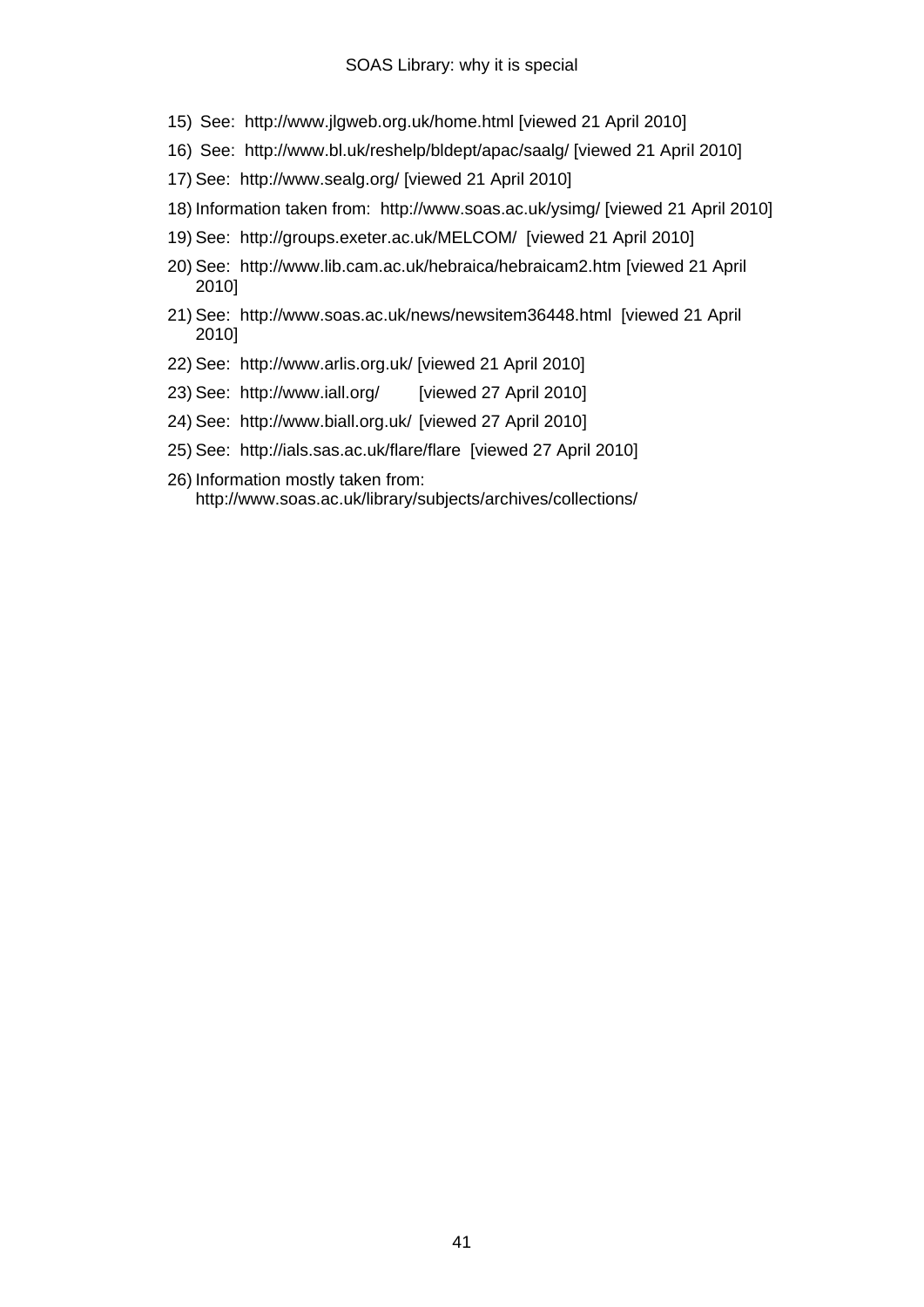15) See: http://www.jlgweb.org.uk/home.html [viewed 21 April 2010]

16) See: http://www.bl.uk/reshelp/bldept/apac/saalg/ [viewed 21 April 2010]

17) See: http://www.sealg.org/ [viewed 21 April 2010]

18) Information taken from: http://www.soas.ac.uk/ysimg/ [viewed 21 April 2010]

19) See: http://groups.exeter.ac.uk/MELCOM/ [viewed 21 April 2010]

20) See: http://www.lib.cam.ac.uk/hebraica/hebraicam2.htm [viewed 21 April 2010]

21) See: http://www.soas.ac.uk/news/newsitem36448.html [viewed 21 April 2010]

22) See: http://www.arlis.org.uk/ [viewed 21 April 2010]

23) See: http://www.iall.org/ [viewed 27 April 2010]

24) See: http://www.biall.org.uk/ [viewed 27 April 2010]

25) See: http://ials.sas.ac.uk/flare/flare [viewed 27 April 2010]

26) Information mostly taken from: http://www.soas.ac.uk/library/subjects/archives/collections/